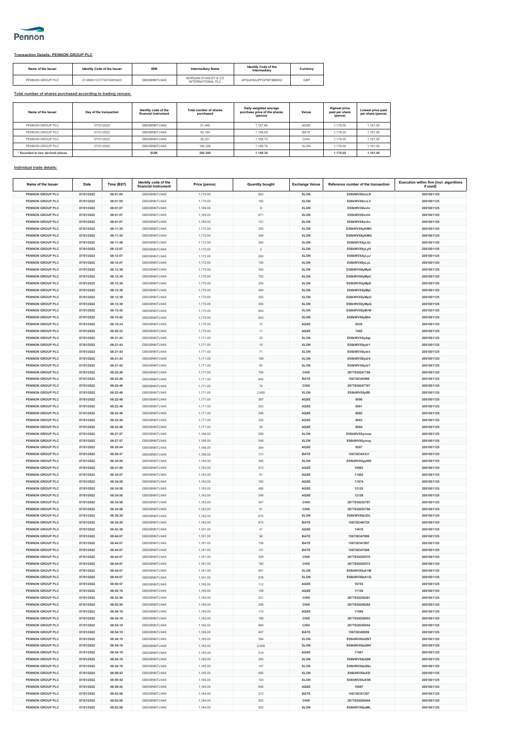Pennon

**Transaction Details: PENNON GROUP PLC**

| Name of the Issuer | Identity Code of the Issuer | ISIN | Intermediary Name | Identify Code of the Intermediary | Currency |
|---|---|---|---|---|---|
| PENNON GROUP PLC | 213800V1CCTS41GWH423 | GB00BNNTLN49 | MORGAN STANLEY & CO INTERNATIONAL PLC | 4PQUHN3JPFGFNF3BB653 | GBP |

**Total number of shares purchased according to trading venues:**

| Name of the Issuer | Day of the transaction | Identity code of the financial instrument | Total number of shares purchased | Daily weighted average purchase price of the shares (pence) | Venue | Highest price paid per share (pence) | Lowest price paid per share (pence) |
|---|---|---|---|---|---|---|---|
| PENNON GROUP PLC | 07/01/2022 | GB00BNNTLN49 | 21,449 | 1,167.86 | AQXE | 1,176.00 | 1,161.00 |
| PENNON GROUP PLC | 07/01/2022 | GB00BNNTLN49 | 40,164 | 1,169.09 | BATE | 1,176.00 | 1,161.00 |
| PENNON GROUP PLC | 07/01/2022 | GB00BNNTLN49 | 38,331 | 1,168.75 | CHIX | 1,176.00 | 1,161.00 |
| PENNON GROUP PLC | 07/01/2022 | GB00BNNTLN49 | 180,356 | 1,169.76 | XLON | 1,176.00 | 1,161.00 |
| * Rounded to two decimal places | | SUM: | 280,300 | 1,169.38 | | 1,176.00 | 1,161.00 |

**Individual trade details:**

| Name of the Issuer | Date | Time (BST) | Identity code of the financial instrument | Price (pence) | Quantity bought | Exchange Venue | Reference number of the transaction | Execution within firm [incl. algorithms if used] |
|---|---|---|---|---|---|---|---|---|
| PENNON GROUP PLC | 07/01/2022 | 08:01:05 | GB00BNNTLN49 | 1,170.00 | 853 | XLON | E08kWVX8xvLR | 2001001125 |
| PENNON GROUP PLC | 07/01/2022 | 08:01:05 | GB00BNNTLN49 | 1,170.00 | 182 | XLON | E08kWVX8xvLV | 2001001125 |
| PENNON GROUP PLC | 07/01/2022 | 08:01:07 | GB00BNNTLN49 | 1,169.00 | 9 | XLON | E08kWVX8xvhr | 2001001125 |
| PENNON GROUP PLC | 07/01/2022 | 08:01:07 | GB00BNNTLN49 | 1,169.00 | 871 | XLON | E08kWVX8xvht | 2001001125 |
| PENNON GROUP PLC | 07/01/2022 | 08:01:07 | GB00BNNTLN49 | 1,169.00 | 121 | XLON | E08kWVX8xvhv | 2001001125 |
| PENNON GROUP PLC | 07/01/2022 | 08:11:35 | GB00BNNTLN49 | 1,172.00 | 250 | XLON | E08kWVX8yKMO | 2001001125 |
| PENNON GROUP PLC | 07/01/2022 | 08:11:35 | GB00BNNTLN49 | 1,172.00 | 349 | XLON | E08kWVX8yKMQ | 2001001125 |
| PENNON GROUP PLC | 07/01/2022 | 08:11:48 | GB00BNNTLN49 | 1,172.00 | 250 | XLON | E08kWVX8yL9J | 2001001125 |
| PENNON GROUP PLC | 07/01/2022 | 08:12:07 | GB00BNNTLN49 | 1,172.00 | 2 | XLON | E08kWVX8yLyH | 2001001125 |
| PENNON GROUP PLC | 07/01/2022 | 08:12:07 | GB00BNNTLN49 | 1,172.00 | 250 | XLON | E08kWVX8yLyJ | 2001001125 |
| PENNON GROUP PLC | 07/01/2022 | 08:12:07 | GB00BNNTLN49 | 1,172.00 | 150 | XLON | E08kWVX8yLyL | 2001001125 |
| PENNON GROUP PLC | 07/01/2022 | 08:12:39 | GB00BNNTLN49 | 1,170.00 | 393 | XLON | E08kWVX8yMpA | 2001001125 |
| PENNON GROUP PLC | 07/01/2022 | 08:12:39 | GB00BNNTLN49 | 1,170.00 | 752 | XLON | E08kWVX8yMpC | 2001001125 |
| PENNON GROUP PLC | 07/01/2022 | 08:12:39 | GB00BNNTLN49 | 1,170.00 | 255 | XLON | E08kWVX8yMpE | 2001001125 |
| PENNON GROUP PLC | 07/01/2022 | 08:12:39 | GB00BNNTLN49 | 1,170.00 | 494 | XLON | E08kWVX8yMpI | 2001001125 |
| PENNON GROUP PLC | 07/01/2022 | 08:12:39 | GB00BNNTLN49 | 1,170.00 | 352 | XLON | E08kWVX8yMpO | 2001001125 |
| PENNON GROUP PLC | 07/01/2022 | 08:12:39 | GB00BNNTLN49 | 1,170.00 | 300 | XLON | E08kWVX8yMpQ | 2001001125 |
| PENNON GROUP PLC | 07/01/2022 | 08:12:42 | GB00BNNTLN49 | 1,170.00 | 643 | XLON | E08kWVX8yMrW | 2001001125 |
| PENNON GROUP PLC | 07/01/2022 | 08:12:42 | GB00BNNTLN49 | 1,170.00 | 643 | XLON | E08kWVX8yMrk | 2001001125 |
| PENNON GROUP PLC | 07/01/2022 | 08:18:24 | GB00BNNTLN49 | 1,170.00 | 10 | AQXE | 6529 | 2001001125 |
| PENNON GROUP PLC | 07/01/2022 | 08:20:23 | GB00BNNTLN49 | 1,170.00 | 11 | AQXE | 7402 | 2001001125 |
| PENNON GROUP PLC | 07/01/2022 | 08:21:43 | GB00BNNTLN49 | 1,171.00 | 23 | XLON | E08kWVX8ydqz | 2001001125 |
| PENNON GROUP PLC | 07/01/2022 | 08:21:43 | GB00BNNTLN49 | 1,171.00 | 19 | XLON | E08kWVX8ydr1 | 2001001125 |
| PENNON GROUP PLC | 07/01/2022 | 08:21:43 | GB00BNNTLN49 | 1,171.00 | 71 | XLON | E08kWVX8ydr3 | 2001001125 |
| PENNON GROUP PLC | 07/01/2022 | 08:21:43 | GB00BNNTLN49 | 1,171.00 | 199 | XLON | E08kWVX8ydr5 | 2001001125 |
| PENNON GROUP PLC | 07/01/2022 | 08:21:43 | GB00BNNTLN49 | 1,171.00 | 83 | XLON | E08kWVX8ydr7 | 2001001125 |
| PENNON GROUP PLC | 07/01/2022 | 08:22:48 | GB00BNNTLN49 | 1,171.00 | 795 | CHIX | 2977838247766 | 2001001125 |
| PENNON GROUP PLC | 07/01/2022 | 08:22:48 | GB00BNNTLN49 | 1,171.00 | 605 | BATE | 156728342969 | 2001001125 |
| PENNON GROUP PLC | 07/01/2022 | 08:22:48 | GB00BNNTLN49 | 1,171.00 | 75 | CHIX | 2977838247767 | 2001001125 |
| PENNON GROUP PLC | 07/01/2022 | 08:22:48 | GB00BNNTLN49 | 1,171.00 | 2,650 | XLON | E08kWVX8yfBI | 2001001125 |
| PENNON GROUP PLC | 07/01/2022 | 08:22:48 | GB00BNNTLN49 | 1,171.00 | 397 | AQXE | 8080 | 2001001125 |
| PENNON GROUP PLC | 07/01/2022 | 08:22:48 | GB00BNNTLN49 | 1,171.00 | 203 | AQXE | 8081 | 2001001125 |
| PENNON GROUP PLC | 07/01/2022 | 08:22:48 | GB00BNNTLN49 | 1,171.00 | 206 | AQXE | 8082 | 2001001125 |
| PENNON GROUP PLC | 07/01/2022 | 08:22:48 | GB00BNNTLN49 | 1,171.00 | 200 | AQXE | 8083 | 2001001125 |
| PENNON GROUP PLC | 07/01/2022 | 08:22:48 | GB00BNNTLN49 | 1,171.00 | 24 | AQXE | 8084 | 2001001125 |
| PENNON GROUP PLC | 07/01/2022 | 08:27:57 | GB00BNNTLN49 | 1,166.00 | 206 | XLON | E08kWVX8ymow | 2001001125 |
| PENNON GROUP PLC | 07/01/2022 | 08:27:57 | GB00BNNTLN49 | 1,166.00 | 549 | XLON | E08kWVX8ymoy | 2001001125 |
| PENNON GROUP PLC | 07/01/2022 | 08:28:04 | GB00BNNTLN49 | 1,166.00 | 364 | AQXE | 9587 | 2001001125 |
| PENNON GROUP PLC | 07/01/2022 | 08:28:47 | GB00BNNTLN49 | 1,166.00 | 777 | BATE | 156728344331 | 2001001125 |
| PENNON GROUP PLC | 07/01/2022 | 08:30:00 | GB00BNNTLN49 | 1,164.00 | 395 | XLON | E08kWVX8ypW0 | 2001001125 |
| PENNON GROUP PLC | 07/01/2022 | 08:31:59 | GB00BNNTLN49 | 1,163.00 | 212 | AQXE | 10983 | 2001001125 |
| PENNON GROUP PLC | 07/01/2022 | 08:34:07 | GB00BNNTLN49 | 1,163.00 | 51 | AQXE | 11862 | 2001001125 |
| PENNON GROUP PLC | 07/01/2022 | 08:34:29 | GB00BNNTLN49 | 1,163.00 | 162 | AQXE | 11974 | 2001001125 |
| PENNON GROUP PLC | 07/01/2022 | 08:34:58 | GB00BNNTLN49 | 1,163.00 | 490 | AQXE | 12125 | 2001001125 |
| PENNON GROUP PLC | 07/01/2022 | 08:34:58 | GB00BNNTLN49 | 1,163.00 | 248 | AQXE | 12126 | 2001001125 |
| PENNON GROUP PLC | 07/01/2022 | 08:34:58 | GB00BNNTLN49 | 1,163.00 | 347 | CHIX | 2977838252787 | 2001001125 |
| PENNON GROUP PLC | 07/01/2022 | 08:34:58 | GB00BNNTLN49 | 1,163.00 | 91 | CHIX | 2977838252788 | 2001001125 |
| PENNON GROUP PLC | 07/01/2022 | 08:38:29 | GB00BNNTLN49 | 1,162.00 | 670 | XLON | E08kWVX8z3DL | 2001001125 |
| PENNON GROUP PLC | 07/01/2022 | 08:38:29 | GB00BNNTLN49 | 1,162.00 | 672 | BATE | 156728346725 | 2001001125 |
| PENNON GROUP PLC | 07/01/2022 | 08:43:39 | GB00BNNTLN49 | 1,161.00 | 41 | AQXE | 14610 | 2001001125 |
| PENNON GROUP PLC | 07/01/2022 | 08:44:07 | GB00BNNTLN49 | 1,161.00 | 56 | BATE | 156728347806 | 2001001125 |
| PENNON GROUP PLC | 07/01/2022 | 08:44:07 | GB00BNNTLN49 | 1,161.00 | 158 | BATE | 156728347807 | 2001001125 |
| PENNON GROUP PLC | 07/01/2022 | 08:44:07 | GB00BNNTLN49 | 1,161.00 | 131 | BATE | 156728347808 | 2001001125 |
| PENNON GROUP PLC | 07/01/2022 | 08:44:07 | GB00BNNTLN49 | 1,161.00 | 309 | CHIX | 2977838255570 | 2001001125 |
| PENNON GROUP PLC | 07/01/2022 | 08:44:07 | GB00BNNTLN49 | 1,161.00 | 190 | CHIX | 2977838255572 | 2001001125 |
| PENNON GROUP PLC | 07/01/2022 | 08:44:07 | GB00BNNTLN49 | 1,161.00 | 941 | XLON | E08kWVX8zA1M | 2001001125 |
| PENNON GROUP PLC | 07/01/2022 | 08:44:07 | GB00BNNTLN49 | 1,161.00 | 578 | XLON | E08kWVX8zA1Q | 2001001125 |
| PENNON GROUP PLC | 07/01/2022 | 08:50:57 | GB00BNNTLN49 | 1,165.00 | 112 | AQXE | 16753 | 2001001125 |
| PENNON GROUP PLC | 07/01/2022 | 08:52:19 | GB00BNNTLN49 | 1,165.00 | 128 | AQXE | 17154 | 2001001125 |
| PENNON GROUP PLC | 07/01/2022 | 08:52:50 | GB00BNNTLN49 | 1,165.00 | 221 | CHIX | 2977838258261 | 2001001125 |
| PENNON GROUP PLC | 07/01/2022 | 08:52:50 | GB00BNNTLN49 | 1,165.00 | 206 | CHIX | 2977838258262 | 2001001125 |
| PENNON GROUP PLC | 07/01/2022 | 08:54:19 | GB00BNNTLN49 | 1,165.00 | 115 | AQXE | 17686 | 2001001125 |
| PENNON GROUP PLC | 07/01/2022 | 08:54:19 | GB00BNNTLN49 | 1,165.00 | 188 | CHIX | 2977838258653 | 2001001125 |
| PENNON GROUP PLC | 07/01/2022 | 08:54:19 | GB00BNNTLN49 | 1,165.00 | 684 | CHIX | 2977838258654 | 2001001125 |
| PENNON GROUP PLC | 07/01/2022 | 08:54:19 | GB00BNNTLN49 | 1,165.00 | 607 | BATE | 156728349859 | 2001001125 |
| PENNON GROUP PLC | 07/01/2022 | 08:54:19 | GB00BNNTLN49 | 1,165.00 | 394 | XLON | E08kWVX8zQNT | 2001001125 |
| PENNON GROUP PLC | 07/01/2022 | 08:54:19 | GB00BNNTLN49 | 1,165.00 | 2,658 | XLON | E08kWVX8zQNV | 2001001125 |
| PENNON GROUP PLC | 07/01/2022 | 08:54:19 | GB00BNNTLN49 | 1,165.00 | 519 | AQXE | 17687 | 2001001125 |
| PENNON GROUP PLC | 07/01/2022 | 08:54:19 | GB00BNNTLN49 | 1,165.00 | 250 | XLON | E08kWVX8zQNt | 2001001125 |
| PENNON GROUP PLC | 07/01/2022 | 08:54:19 | GB00BNNTLN49 | 1,165.00 | 147 | XLON | E08kWVX8zQNv | 2001001125 |
| PENNON GROUP PLC | 07/01/2022 | 08:59:42 | GB00BNNTLN49 | 1,165.00 | 685 | XLON | E08kWVX8zX5I | 2001001125 |
| PENNON GROUP PLC | 07/01/2022 | 08:59:42 | GB00BNNTLN49 | 1,165.00 | 103 | XLON | E08kWVX8zX5K | 2001001125 |
| PENNON GROUP PLC | 07/01/2022 | 08:59:42 | GB00BNNTLN49 | 1,165.00 | 600 | AQXE | 19087 | 2001001125 |
| PENNON GROUP PLC | 07/01/2022 | 09:02:08 | GB00BNNTLN49 | 1,164.00 | 210 | BATE | 156728351287 | 2001001125 |
| PENNON GROUP PLC | 07/01/2022 | 09:02:08 | GB00BNNTLN49 | 1,164.00 | 303 | CHIX | 2977838260844 | 2001001125 |
| PENNON GROUP PLC | 07/01/2022 | 09:02:08 | GB00BNNTLN49 | 1,164.00 | 923 | XLON | E08kWVX8zaML | 2001001125 |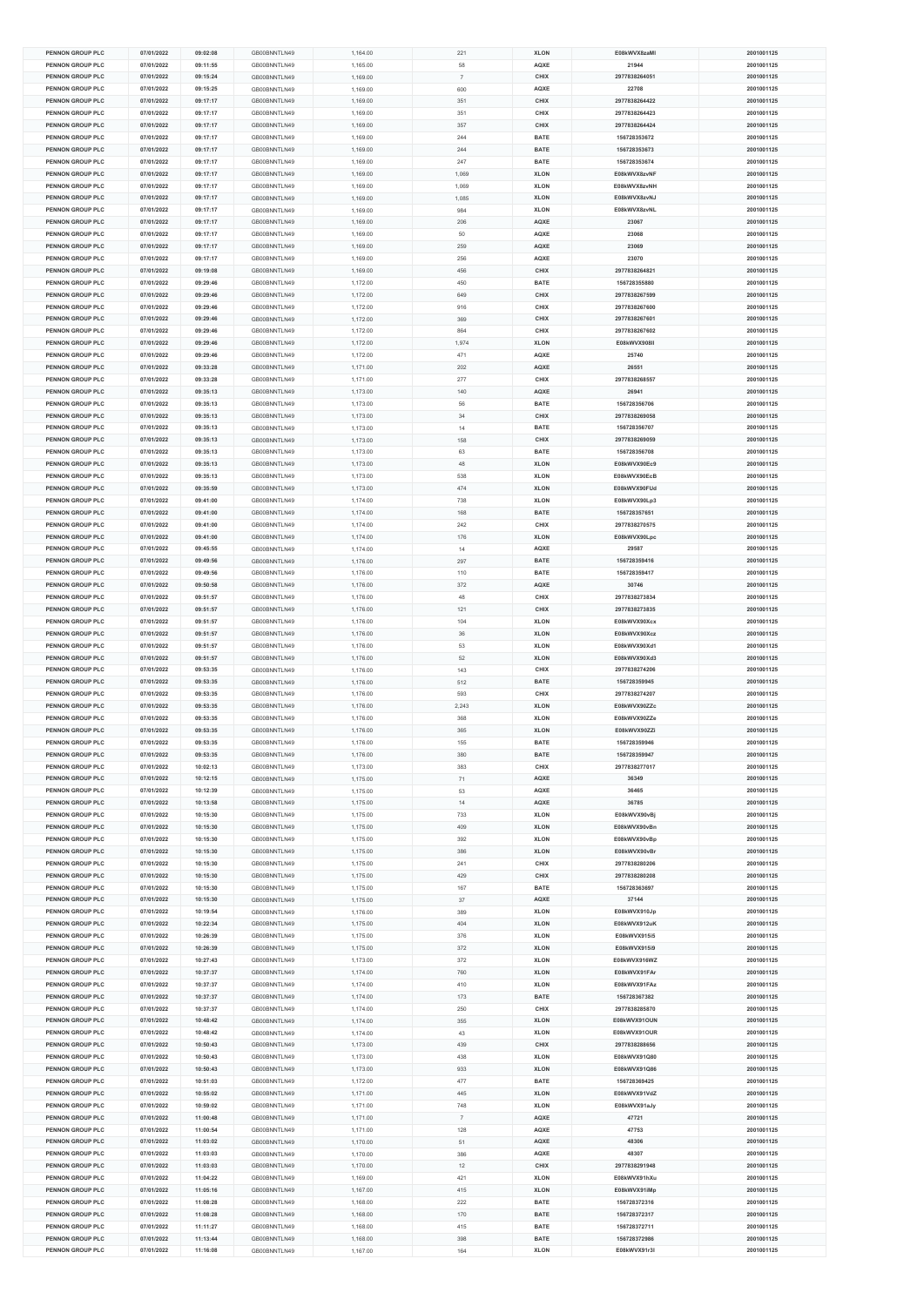| | | | | | | | |
|---|---|---|---|---|---|---|---|
| PENNON GROUP PLC | 07/01/2022 | 09:02:08 | GB00BNNTLN49 | 1,164.00 | 221 | XLON | E08kWVX8zaMI | 2001001125 |
| PENNON GROUP PLC | 07/01/2022 | 09:11:55 | GB00BNNTLN49 | 1,165.00 | 58 | AQXE | 21944 | 2001001125 |
| PENNON GROUP PLC | 07/01/2022 | 09:15:24 | GB00BNNTLN49 | 1,169.00 | 7 | CHIX | 2977838264051 | 2001001125 |
| PENNON GROUP PLC | 07/01/2022 | 09:15:25 | GB00BNNTLN49 | 1,169.00 | 600 | AQXE | 22708 | 2001001125 |
| PENNON GROUP PLC | 07/01/2022 | 09:17:17 | GB00BNNTLN49 | 1,169.00 | 351 | CHIX | 2977838264422 | 2001001125 |
| PENNON GROUP PLC | 07/01/2022 | 09:17:17 | GB00BNNTLN49 | 1,169.00 | 351 | CHIX | 2977838264423 | 2001001125 |
| PENNON GROUP PLC | 07/01/2022 | 09:17:17 | GB00BNNTLN49 | 1,169.00 | 357 | CHIX | 2977838264424 | 2001001125 |
| PENNON GROUP PLC | 07/01/2022 | 09:17:17 | GB00BNNTLN49 | 1,169.00 | 244 | BATE | 156728353672 | 2001001125 |
| PENNON GROUP PLC | 07/01/2022 | 09:17:17 | GB00BNNTLN49 | 1,169.00 | 244 | BATE | 156728353673 | 2001001125 |
| PENNON GROUP PLC | 07/01/2022 | 09:17:17 | GB00BNNTLN49 | 1,169.00 | 247 | BATE | 156728353674 | 2001001125 |
| PENNON GROUP PLC | 07/01/2022 | 09:17:17 | GB00BNNTLN49 | 1,169.00 | 1,069 | XLON | E08kWVX8zvNF | 2001001125 |
| PENNON GROUP PLC | 07/01/2022 | 09:17:17 | GB00BNNTLN49 | 1,169.00 | 1,069 | XLON | E08kWVX8zvNH | 2001001125 |
| PENNON GROUP PLC | 07/01/2022 | 09:17:17 | GB00BNNTLN49 | 1,169.00 | 1,085 | XLON | E08kWVX8zvNJ | 2001001125 |
| PENNON GROUP PLC | 07/01/2022 | 09:17:17 | GB00BNNTLN49 | 1,169.00 | 984 | XLON | E08kWVX8zvNL | 2001001125 |
| PENNON GROUP PLC | 07/01/2022 | 09:17:17 | GB00BNNTLN49 | 1,169.00 | 206 | AQXE | 23067 | 2001001125 |
| PENNON GROUP PLC | 07/01/2022 | 09:17:17 | GB00BNNTLN49 | 1,169.00 | 50 | AQXE | 23068 | 2001001125 |
| PENNON GROUP PLC | 07/01/2022 | 09:17:17 | GB00BNNTLN49 | 1,169.00 | 259 | AQXE | 23069 | 2001001125 |
| PENNON GROUP PLC | 07/01/2022 | 09:17:17 | GB00BNNTLN49 | 1,169.00 | 256 | AQXE | 23070 | 2001001125 |
| PENNON GROUP PLC | 07/01/2022 | 09:19:08 | GB00BNNTLN49 | 1,169.00 | 456 | CHIX | 2977838264821 | 2001001125 |
| PENNON GROUP PLC | 07/01/2022 | 09:29:46 | GB00BNNTLN49 | 1,172.00 | 450 | BATE | 156728355880 | 2001001125 |
| PENNON GROUP PLC | 07/01/2022 | 09:29:46 | GB00BNNTLN49 | 1,172.00 | 649 | CHIX | 2977838267599 | 2001001125 |
| PENNON GROUP PLC | 07/01/2022 | 09:29:46 | GB00BNNTLN49 | 1,172.00 | 916 | CHIX | 2977838267600 | 2001001125 |
| PENNON GROUP PLC | 07/01/2022 | 09:29:46 | GB00BNNTLN49 | 1,172.00 | 369 | CHIX | 2977838267601 | 2001001125 |
| PENNON GROUP PLC | 07/01/2022 | 09:29:46 | GB00BNNTLN49 | 1,172.00 | 864 | CHIX | 2977838267602 | 2001001125 |
| PENNON GROUP PLC | 07/01/2022 | 09:29:46 | GB00BNNTLN49 | 1,172.00 | 1,974 | XLON | E08kWVX908ll | 2001001125 |
| PENNON GROUP PLC | 07/01/2022 | 09:29:46 | GB00BNNTLN49 | 1,172.00 | 471 | AQXE | 25740 | 2001001125 |
| PENNON GROUP PLC | 07/01/2022 | 09:33:28 | GB00BNNTLN49 | 1,171.00 | 202 | AQXE | 26551 | 2001001125 |
| PENNON GROUP PLC | 07/01/2022 | 09:33:28 | GB00BNNTLN49 | 1,171.00 | 277 | CHIX | 2977838268557 | 2001001125 |
| PENNON GROUP PLC | 07/01/2022 | 09:35:13 | GB00BNNTLN49 | 1,173.00 | 140 | AQXE | 26941 | 2001001125 |
| PENNON GROUP PLC | 07/01/2022 | 09:35:13 | GB00BNNTLN49 | 1,173.00 | 56 | BATE | 156728356706 | 2001001125 |
| PENNON GROUP PLC | 07/01/2022 | 09:35:13 | GB00BNNTLN49 | 1,173.00 | 34 | CHIX | 2977838269058 | 2001001125 |
| PENNON GROUP PLC | 07/01/2022 | 09:35:13 | GB00BNNTLN49 | 1,173.00 | 14 | BATE | 156728356707 | 2001001125 |
| PENNON GROUP PLC | 07/01/2022 | 09:35:13 | GB00BNNTLN49 | 1,173.00 | 158 | CHIX | 2977838269059 | 2001001125 |
| PENNON GROUP PLC | 07/01/2022 | 09:35:13 | GB00BNNTLN49 | 1,173.00 | 63 | BATE | 156728356708 | 2001001125 |
| PENNON GROUP PLC | 07/01/2022 | 09:35:13 | GB00BNNTLN49 | 1,173.00 | 48 | XLON | E08kWVX90Ec9 | 2001001125 |
| PENNON GROUP PLC | 07/01/2022 | 09:35:13 | GB00BNNTLN49 | 1,173.00 | 538 | XLON | E08kWVX90EcB | 2001001125 |
| PENNON GROUP PLC | 07/01/2022 | 09:35:59 | GB00BNNTLN49 | 1,173.00 | 474 | XLON | E08kWVX90FUd | 2001001125 |
| PENNON GROUP PLC | 07/01/2022 | 09:41:00 | GB00BNNTLN49 | 1,174.00 | 738 | XLON | E08kWVX90Lp3 | 2001001125 |
| PENNON GROUP PLC | 07/01/2022 | 09:41:00 | GB00BNNTLN49 | 1,174.00 | 168 | BATE | 156728357651 | 2001001125 |
| PENNON GROUP PLC | 07/01/2022 | 09:41:00 | GB00BNNTLN49 | 1,174.00 | 242 | CHIX | 2977838270575 | 2001001125 |
| PENNON GROUP PLC | 07/01/2022 | 09:41:00 | GB00BNNTLN49 | 1,174.00 | 176 | XLON | E08kWVX90Lpc | 2001001125 |
| PENNON GROUP PLC | 07/01/2022 | 09:45:55 | GB00BNNTLN49 | 1,174.00 | 14 | AQXE | 29587 | 2001001125 |
| PENNON GROUP PLC | 07/01/2022 | 09:49:56 | GB00BNNTLN49 | 1,176.00 | 297 | BATE | 156728359416 | 2001001125 |
| PENNON GROUP PLC | 07/01/2022 | 09:49:56 | GB00BNNTLN49 | 1,176.00 | 110 | BATE | 156728359417 | 2001001125 |
| PENNON GROUP PLC | 07/01/2022 | 09:50:58 | GB00BNNTLN49 | 1,176.00 | 372 | AQXE | 30746 | 2001001125 |
| PENNON GROUP PLC | 07/01/2022 | 09:51:57 | GB00BNNTLN49 | 1,176.00 | 48 | CHIX | 2977838273834 | 2001001125 |
| PENNON GROUP PLC | 07/01/2022 | 09:51:57 | GB00BNNTLN49 | 1,176.00 | 121 | CHIX | 2977838273835 | 2001001125 |
| PENNON GROUP PLC | 07/01/2022 | 09:51:57 | GB00BNNTLN49 | 1,176.00 | 104 | XLON | E08kWVX90Xcx | 2001001125 |
| PENNON GROUP PLC | 07/01/2022 | 09:51:57 | GB00BNNTLN49 | 1,176.00 | 36 | XLON | E08kWVX90Xcz | 2001001125 |
| PENNON GROUP PLC | 07/01/2022 | 09:51:57 | GB00BNNTLN49 | 1,176.00 | 53 | XLON | E08kWVX90Xd1 | 2001001125 |
| PENNON GROUP PLC | 07/01/2022 | 09:51:57 | GB00BNNTLN49 | 1,176.00 | 52 | XLON | E08kWVX90Xd3 | 2001001125 |
| PENNON GROUP PLC | 07/01/2022 | 09:53:35 | GB00BNNTLN49 | 1,176.00 | 143 | CHIX | 2977838274206 | 2001001125 |
| PENNON GROUP PLC | 07/01/2022 | 09:53:35 | GB00BNNTLN49 | 1,176.00 | 512 | BATE | 156728359945 | 2001001125 |
| PENNON GROUP PLC | 07/01/2022 | 09:53:35 | GB00BNNTLN49 | 1,176.00 | 593 | CHIX | 2977838274207 | 2001001125 |
| PENNON GROUP PLC | 07/01/2022 | 09:53:35 | GB00BNNTLN49 | 1,176.00 | 2,243 | XLON | E08kWVX90ZZc | 2001001125 |
| PENNON GROUP PLC | 07/01/2022 | 09:53:35 | GB00BNNTLN49 | 1,176.00 | 368 | XLON | E08kWVX90ZZe | 2001001125 |
| PENNON GROUP PLC | 07/01/2022 | 09:53:35 | GB00BNNTLN49 | 1,176.00 | 365 | XLON | E08kWVX90ZZi | 2001001125 |
| PENNON GROUP PLC | 07/01/2022 | 09:53:35 | GB00BNNTLN49 | 1,176.00 | 155 | BATE | 156728359946 | 2001001125 |
| PENNON GROUP PLC | 07/01/2022 | 09:53:35 | GB00BNNTLN49 | 1,176.00 | 380 | BATE | 156728359947 | 2001001125 |
| PENNON GROUP PLC | 07/01/2022 | 10:02:13 | GB00BNNTLN49 | 1,173.00 | 383 | CHIX | 2977838277017 | 2001001125 |
| PENNON GROUP PLC | 07/01/2022 | 10:12:15 | GB00BNNTLN49 | 1,175.00 | 71 | AQXE | 36349 | 2001001125 |
| PENNON GROUP PLC | 07/01/2022 | 10:12:39 | GB00BNNTLN49 | 1,175.00 | 53 | AQXE | 36465 | 2001001125 |
| PENNON GROUP PLC | 07/01/2022 | 10:13:58 | GB00BNNTLN49 | 1,175.00 | 14 | AQXE | 36785 | 2001001125 |
| PENNON GROUP PLC | 07/01/2022 | 10:15:30 | GB00BNNTLN49 | 1,175.00 | 733 | XLON | E08kWVX90vBj | 2001001125 |
| PENNON GROUP PLC | 07/01/2022 | 10:15:30 | GB00BNNTLN49 | 1,175.00 | 409 | XLON | E08kWVX90vBn | 2001001125 |
| PENNON GROUP PLC | 07/01/2022 | 10:15:30 | GB00BNNTLN49 | 1,175.00 | 392 | XLON | E08kWVX90vBp | 2001001125 |
| PENNON GROUP PLC | 07/01/2022 | 10:15:30 | GB00BNNTLN49 | 1,175.00 | 386 | XLON | E08kWVX90vBr | 2001001125 |
| PENNON GROUP PLC | 07/01/2022 | 10:15:30 | GB00BNNTLN49 | 1,175.00 | 241 | CHIX | 2977838280206 | 2001001125 |
| PENNON GROUP PLC | 07/01/2022 | 10:15:30 | GB00BNNTLN49 | 1,175.00 | 429 | CHIX | 2977838280208 | 2001001125 |
| PENNON GROUP PLC | 07/01/2022 | 10:15:30 | GB00BNNTLN49 | 1,175.00 | 167 | BATE | 156728363697 | 2001001125 |
| PENNON GROUP PLC | 07/01/2022 | 10:15:30 | GB00BNNTLN49 | 1,175.00 | 37 | AQXE | 37144 | 2001001125 |
| PENNON GROUP PLC | 07/01/2022 | 10:19:54 | GB00BNNTLN49 | 1,176.00 | 389 | XLON | E08kWVX910Jp | 2001001125 |
| PENNON GROUP PLC | 07/01/2022 | 10:22:34 | GB00BNNTLN49 | 1,175.00 | 404 | XLON | E08kWVX912uK | 2001001125 |
| PENNON GROUP PLC | 07/01/2022 | 10:26:39 | GB00BNNTLN49 | 1,175.00 | 376 | XLON | E08kWVX915i5 | 2001001125 |
| PENNON GROUP PLC | 07/01/2022 | 10:26:39 | GB00BNNTLN49 | 1,175.00 | 372 | XLON | E08kWVX915i9 | 2001001125 |
| PENNON GROUP PLC | 07/01/2022 | 10:27:43 | GB00BNNTLN49 | 1,173.00 | 372 | XLON | E08kWVX916WZ | 2001001125 |
| PENNON GROUP PLC | 07/01/2022 | 10:37:37 | GB00BNNTLN49 | 1,174.00 | 760 | XLON | E08kWVX91FAr | 2001001125 |
| PENNON GROUP PLC | 07/01/2022 | 10:37:37 | GB00BNNTLN49 | 1,174.00 | 410 | XLON | E08kWVX91FAz | 2001001125 |
| PENNON GROUP PLC | 07/01/2022 | 10:37:37 | GB00BNNTLN49 | 1,174.00 | 173 | BATE | 156728367382 | 2001001125 |
| PENNON GROUP PLC | 07/01/2022 | 10:37:37 | GB00BNNTLN49 | 1,174.00 | 250 | CHIX | 2977838285870 | 2001001125 |
| PENNON GROUP PLC | 07/01/2022 | 10:48:42 | GB00BNNTLN49 | 1,174.00 | 355 | XLON | E08kWVX91OUN | 2001001125 |
| PENNON GROUP PLC | 07/01/2022 | 10:48:42 | GB00BNNTLN49 | 1,174.00 | 43 | XLON | E08kWVX91OUR | 2001001125 |
| PENNON GROUP PLC | 07/01/2022 | 10:50:43 | GB00BNNTLN49 | 1,173.00 | 439 | CHIX | 2977838288656 | 2001001125 |
| PENNON GROUP PLC | 07/01/2022 | 10:50:43 | GB00BNNTLN49 | 1,173.00 | 438 | XLON | E08kWVX91Q80 | 2001001125 |
| PENNON GROUP PLC | 07/01/2022 | 10:50:43 | GB00BNNTLN49 | 1,173.00 | 933 | XLON | E08kWVX91Q86 | 2001001125 |
| PENNON GROUP PLC | 07/01/2022 | 10:51:03 | GB00BNNTLN49 | 1,172.00 | 477 | BATE | 156728369425 | 2001001125 |
| PENNON GROUP PLC | 07/01/2022 | 10:55:02 | GB00BNNTLN49 | 1,171.00 | 445 | XLON | E08kWVX91VdZ | 2001001125 |
| PENNON GROUP PLC | 07/01/2022 | 10:59:02 | GB00BNNTLN49 | 1,171.00 | 748 | XLON | E08kWVX91aJy | 2001001125 |
| PENNON GROUP PLC | 07/01/2022 | 11:00:48 | GB00BNNTLN49 | 1,171.00 | 7 | AQXE | 47721 | 2001001125 |
| PENNON GROUP PLC | 07/01/2022 | 11:00:54 | GB00BNNTLN49 | 1,171.00 | 128 | AQXE | 47753 | 2001001125 |
| PENNON GROUP PLC | 07/01/2022 | 11:03:02 | GB00BNNTLN49 | 1,170.00 | 51 | AQXE | 48306 | 2001001125 |
| PENNON GROUP PLC | 07/01/2022 | 11:03:03 | GB00BNNTLN49 | 1,170.00 | 386 | AQXE | 48307 | 2001001125 |
| PENNON GROUP PLC | 07/01/2022 | 11:03:03 | GB00BNNTLN49 | 1,170.00 | 12 | CHIX | 2977838291948 | 2001001125 |
| PENNON GROUP PLC | 07/01/2022 | 11:04:22 | GB00BNNTLN49 | 1,169.00 | 421 | XLON | E08kWVX91hXu | 2001001125 |
| PENNON GROUP PLC | 07/01/2022 | 11:05:16 | GB00BNNTLN49 | 1,167.00 | 415 | XLON | E08kWVX91iMp | 2001001125 |
| PENNON GROUP PLC | 07/01/2022 | 11:08:28 | GB00BNNTLN49 | 1,168.00 | 222 | BATE | 156728372316 | 2001001125 |
| PENNON GROUP PLC | 07/01/2022 | 11:08:28 | GB00BNNTLN49 | 1,168.00 | 170 | BATE | 156728372317 | 2001001125 |
| PENNON GROUP PLC | 07/01/2022 | 11:11:27 | GB00BNNTLN49 | 1,168.00 | 415 | BATE | 156728372711 | 2001001125 |
| PENNON GROUP PLC | 07/01/2022 | 11:13:44 | GB00BNNTLN49 | 1,168.00 | 398 | BATE | 156728372986 | 2001001125 |
| PENNON GROUP PLC | 07/01/2022 | 11:16:08 | GB00BNNTLN49 | 1,167.00 | 164 | XLON | E08kWVX91r3I | 2001001125 |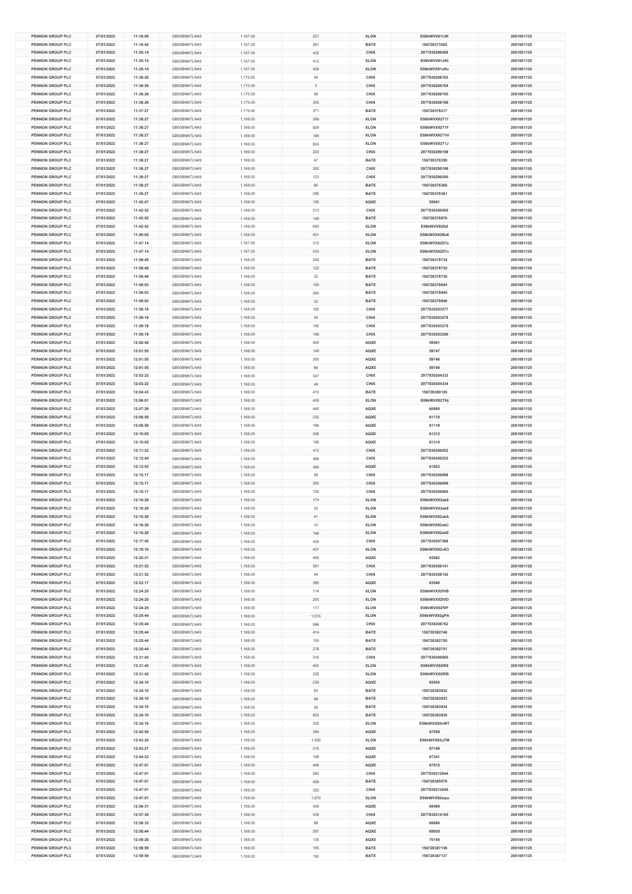| PENNON GROUP PLC | 07/01/2022 | 11:16:08 | GB00BNNTLN49 | 1,167.00 | 221 | XLON | E08kWVX91r3K | 2001001125 |
|---|---|---|---|---|---|---|---|---|
| PENNON GROUP PLC | 07/01/2022 | 11:16:42 | GB00BNNTLN49 | 1,167.00 | 381 | BATE | 156728373502 | 2001001125 |
| PENNON GROUP PLC | 07/01/2022 | 11:25:14 | GB00BNNTLN49 | 1,167.00 | 432 | CHIX | 2977838296588 | 2001001125 |
| PENNON GROUP PLC | 07/01/2022 | 11:25:14 | GB00BNNTLN49 | 1,167.00 | 412 | XLON | E08kWVX91xKt | 2001001125 |
| PENNON GROUP PLC | 07/01/2022 | 11:25:14 | GB00BNNTLN49 | 1,167.00 | 428 | XLON | E08kWVX91xKx | 2001001125 |
| PENNON GROUP PLC | 07/01/2022 | 11:36:26 | GB00BNNTLN49 | 1,170.00 | 34 | CHIX | 2977838298763 | 2001001125 |
| PENNON GROUP PLC | 07/01/2022 | 11:36:26 | GB00BNNTLN49 | 1,170.00 | 3 | CHIX | 2977838298764 | 2001001125 |
| PENNON GROUP PLC | 07/01/2022 | 11:36:26 | GB00BNNTLN49 | 1,170.00 | 58 | CHIX | 2977838298765 | 2001001125 |
| PENNON GROUP PLC | 07/01/2022 | 11:36:26 | GB00BNNTLN49 | 1,170.00 | 305 | CHIX | 2977838298766 | 2001001125 |
| PENNON GROUP PLC | 07/01/2022 | 11:37:27 | GB00BNNTLN49 | 1,170.00 | 371 | BATE | 156728376217 | 2001001125 |
| PENNON GROUP PLC | 07/01/2022 | 11:38:27 | GB00BNNTLN49 | 1,169.00 | 369 | XLON | E08kWVX92717 | 2001001125 |
| PENNON GROUP PLC | 07/01/2022 | 11:38:27 | GB00BNNTLN49 | 1,169.00 | 829 | XLON | E08kWVX9271F | 2001001125 |
| PENNON GROUP PLC | 07/01/2022 | 11:38:27 | GB00BNNTLN49 | 1,169.00 | 199 | XLON | E08kWVX9271H | 2001001125 |
| PENNON GROUP PLC | 07/01/2022 | 11:38:27 | GB00BNNTLN49 | 1,169.00 | 824 | XLON | E08kWVX9271J | 2001001125 |
| PENNON GROUP PLC | 07/01/2022 | 11:38:27 | GB00BNNTLN49 | 1,169.00 | 223 | CHIX | 2977838299198 | 2001001125 |
| PENNON GROUP PLC | 07/01/2022 | 11:38:27 | GB00BNNTLN49 | 1,169.00 | 47 | BATE | 156728376359 | 2001001125 |
| PENNON GROUP PLC | 07/01/2022 | 11:38:27 | GB00BNNTLN49 | 1,169.00 | 262 | CHIX | 2977838299199 | 2001001125 |
| PENNON GROUP PLC | 07/01/2022 | 11:38:27 | GB00BNNTLN49 | 1,169.00 | 123 | CHIX | 2977838299200 | 2001001125 |
| PENNON GROUP PLC | 07/01/2022 | 11:38:27 | GB00BNNTLN49 | 1,169.00 | 80 | BATE | 156728376360 | 2001001125 |
| PENNON GROUP PLC | 07/01/2022 | 11:38:27 | GB00BNNTLN49 | 1,169.00 | 295 | BATE | 156728376361 | 2001001125 |
| PENNON GROUP PLC | 07/01/2022 | 11:42:47 | GB00BNNTLN49 | 1,169.00 | 155 | AQXE | 55941 | 2001001125 |
| PENNON GROUP PLC | 07/01/2022 | 11:42:52 | GB00BNNTLN49 | 1,169.00 | 213 | CHIX | 2977838300005 | 2001001125 |
| PENNON GROUP PLC | 07/01/2022 | 11:42:52 | GB00BNNTLN49 | 1,169.00 | 148 | BATE | 156728376876 | 2001001125 |
| PENNON GROUP PLC | 07/01/2022 | 11:42:52 | GB00BNNTLN49 | 1,169.00 | 650 | XLON | E08kWVX929zf | 2001001125 |
| PENNON GROUP PLC | 07/01/2022 | 11:45:05 | GB00BNNTLN49 | 1,168.00 | 401 | XLON | E08kWVX92Ba8 | 2001001125 |
| PENNON GROUP PLC | 07/01/2022 | 11:47:14 | GB00BNNTLN49 | 1,167.00 | 215 | XLON | E08kWVX92D7a | 2001001125 |
| PENNON GROUP PLC | 07/01/2022 | 11:47:14 | GB00BNNTLN49 | 1,167.00 | 533 | XLON | E08kWVX92D7v | 2001001125 |
| PENNON GROUP PLC | 07/01/2022 | 11:56:48 | GB00BNNTLN49 | 1,168.00 | 245 | BATE | 156728378734 | 2001001125 |
| PENNON GROUP PLC | 07/01/2022 | 11:56:48 | GB00BNNTLN49 | 1,168.00 | 122 | BATE | 156728378735 | 2001001125 |
| PENNON GROUP PLC | 07/01/2022 | 11:56:48 | GB00BNNTLN49 | 1,168.00 | 32 | BATE | 156728378736 | 2001001125 |
| PENNON GROUP PLC | 07/01/2022 | 11:58:03 | GB00BNNTLN49 | 1,168.00 | 155 | BATE | 156728378944 | 2001001125 |
| PENNON GROUP PLC | 07/01/2022 | 11:58:03 | GB00BNNTLN49 | 1,168.00 | 200 | BATE | 156728378945 | 2001001125 |
| PENNON GROUP PLC | 07/01/2022 | 11:58:03 | GB00BNNTLN49 | 1,168.00 | 32 | BATE | 156728378946 | 2001001125 |
| PENNON GROUP PLC | 07/01/2022 | 11:59:18 | GB00BNNTLN49 | 1,168.00 | 102 | CHIX | 2977838303277 | 2001001125 |
| PENNON GROUP PLC | 07/01/2022 | 11:59:18 | GB00BNNTLN49 | 1,168.00 | 55 | CHIX | 2977838303278 | 2001001125 |
| PENNON GROUP PLC | 07/01/2022 | 11:59:18 | GB00BNNTLN49 | 1,168.00 | 150 | CHIX | 2977838303279 | 2001001125 |
| PENNON GROUP PLC | 07/01/2022 | 11:59:18 | GB00BNNTLN49 | 1,168.00 | 106 | CHIX | 2977838303280 | 2001001125 |
| PENNON GROUP PLC | 07/01/2022 | 12:00:40 | GB00BNNTLN49 | 1,168.00 | 405 | AQXE | 59561 | 2001001125 |
| PENNON GROUP PLC | 07/01/2022 | 12:01:55 | GB00BNNTLN49 | 1,168.00 | 149 | AQXE | 59747 | 2001001125 |
| PENNON GROUP PLC | 07/01/2022 | 12:01:55 | GB00BNNTLN49 | 1,168.00 | 200 | AQXE | 59748 | 2001001125 |
| PENNON GROUP PLC | 07/01/2022 | 12:01:55 | GB00BNNTLN49 | 1,168.00 | 66 | AQXE | 59749 | 2001001125 |
| PENNON GROUP PLC | 07/01/2022 | 12:03:22 | GB00BNNTLN49 | 1,168.00 | 347 | CHIX | 2977838304333 | 2001001125 |
| PENNON GROUP PLC | 07/01/2022 | 12:03:22 | GB00BNNTLN49 | 1,168.00 | 49 | CHIX | 2977838304334 | 2001001125 |
| PENNON GROUP PLC | 07/01/2022 | 12:04:43 | GB00BNNTLN49 | 1,168.00 | 410 | BATE | 156728380126 | 2001001125 |
| PENNON GROUP PLC | 07/01/2022 | 12:06:01 | GB00BNNTLN49 | 1,168.00 | 435 | XLON | E08kWVX92THj | 2001001125 |
| PENNON GROUP PLC | 07/01/2022 | 12:07:29 | GB00BNNTLN49 | 1,168.00 | 440 | AQXE | 60885 | 2001001125 |
| PENNON GROUP PLC | 07/01/2022 | 12:08:58 | GB00BNNTLN49 | 1,168.00 | 232 | AQXE | 61118 | 2001001125 |
| PENNON GROUP PLC | 07/01/2022 | 12:08:58 | GB00BNNTLN49 | 1,168.00 | 196 | AQXE | 61119 | 2001001125 |
| PENNON GROUP PLC | 07/01/2022 | 12:10:05 | GB00BNNTLN49 | 1,168.00 | 206 | AQXE | 61313 | 2001001125 |
| PENNON GROUP PLC | 07/01/2022 | 12:10:05 | GB00BNNTLN49 | 1,168.00 | 199 | AQXE | 61314 | 2001001125 |
| PENNON GROUP PLC | 07/01/2022 | 12:11:22 | GB00BNNTLN49 | 1,168.00 | 412 | CHIX | 2977838306052 | 2001001125 |
| PENNON GROUP PLC | 07/01/2022 | 12:12:44 | GB00BNNTLN49 | 1,168.00 | 369 | CHIX | 2977838306252 | 2001001125 |
| PENNON GROUP PLC | 07/01/2022 | 12:13:53 | GB00BNNTLN49 | 1,168.00 | 390 | AQXE | 61923 | 2001001125 |
| PENNON GROUP PLC | 07/01/2022 | 12:15:17 | GB00BNNTLN49 | 1,168.00 | 58 | CHIX | 2977838306898 | 2001001125 |
| PENNON GROUP PLC | 07/01/2022 | 12:15:17 | GB00BNNTLN49 | 1,168.00 | 200 | CHIX | 2977838306899 | 2001001125 |
| PENNON GROUP PLC | 07/01/2022 | 12:15:17 | GB00BNNTLN49 | 1,168.00 | 130 | CHIX | 2977838306900 | 2001001125 |
| PENNON GROUP PLC | 07/01/2022 | 12:16:28 | GB00BNNTLN49 | 1,168.00 | 174 | XLON | E08kWVX92ak6 | 2001001125 |
| PENNON GROUP PLC | 07/01/2022 | 12:16:28 | GB00BNNTLN49 | 1,168.00 | 33 | XLON | E08kWVX92ak8 | 2001001125 |
| PENNON GROUP PLC | 07/01/2022 | 12:16:28 | GB00BNNTLN49 | 1,168.00 | 41 | XLON | E08kWVX92akA | 2001001125 |
| PENNON GROUP PLC | 07/01/2022 | 12:16:28 | GB00BNNTLN49 | 1,168.00 | 10 | XLON | E08kWVX92akC | 2001001125 |
| PENNON GROUP PLC | 07/01/2022 | 12:16:28 | GB00BNNTLN49 | 1,168.00 | 146 | XLON | E08kWVX92akE | 2001001125 |
| PENNON GROUP PLC | 07/01/2022 | 12:17:45 | GB00BNNTLN49 | 1,168.00 | 435 | CHIX | 2977838307268 | 2001001125 |
| PENNON GROUP PLC | 07/01/2022 | 12:19:10 | GB00BNNTLN49 | 1,168.00 | 427 | XLON | E08kWVX92cK3 | 2001001125 |
| PENNON GROUP PLC | 07/01/2022 | 12:20:31 | GB00BNNTLN49 | 1,168.00 | 405 | AQXE | 63062 | 2001001125 |
| PENNON GROUP PLC | 07/01/2022 | 12:21:52 | GB00BNNTLN49 | 1,168.00 | 391 | CHIX | 2977838308141 | 2001001125 |
| PENNON GROUP PLC | 07/01/2022 | 12:21:52 | GB00BNNTLN49 | 1,168.00 | 44 | CHIX | 2977838308142 | 2001001125 |
| PENNON GROUP PLC | 07/01/2022 | 12:23:17 | GB00BNNTLN49 | 1,168.00 | 385 | AQXE | 63540 | 2001001125 |
| PENNON GROUP PLC | 07/01/2022 | 12:24:25 | GB00BNNTLN49 | 1,169.00 | 114 | XLON | E08kWVX92fVB | 2001001125 |
| PENNON GROUP PLC | 07/01/2022 | 12:24:25 | GB00BNNTLN49 | 1,169.00 | 200 | XLON | E08kWVX92fVD | 2001001125 |
| PENNON GROUP PLC | 07/01/2022 | 12:24:25 | GB00BNNTLN49 | 1,169.00 | 117 | XLON | E08kWVX92fVF | 2001001125 |
| PENNON GROUP PLC | 07/01/2022 | 12:25:44 | GB00BNNTLN49 | 1,168.00 | 1,815 | XLON | E08kWVX92gPA | 2001001125 |
| PENNON GROUP PLC | 07/01/2022 | 12:25:44 | GB00BNNTLN49 | 1,168.00 | 596 | CHIX | 2977838308762 | 2001001125 |
| PENNON GROUP PLC | 07/01/2022 | 12:25:44 | GB00BNNTLN49 | 1,168.00 | 414 | BATE | 156728382748 | 2001001125 |
| PENNON GROUP PLC | 07/01/2022 | 12:25:44 | GB00BNNTLN49 | 1,168.00 | 155 | BATE | 156728382750 | 2001001125 |
| PENNON GROUP PLC | 07/01/2022 | 12:25:44 | GB00BNNTLN49 | 1,168.00 | 278 | BATE | 156728382751 | 2001001125 |
| PENNON GROUP PLC | 07/01/2022 | 12:31:42 | GB00BNNTLN49 | 1,168.00 | 316 | CHIX | 2977838309865 | 2001001125 |
| PENNON GROUP PLC | 07/01/2022 | 12:31:42 | GB00BNNTLN49 | 1,168.00 | 402 | XLON | E08kWVX92lR8 | 2001001125 |
| PENNON GROUP PLC | 07/01/2022 | 12:31:42 | GB00BNNTLN49 | 1,168.00 | 225 | XLON | E08kWVX92lRB | 2001001125 |
| PENNON GROUP PLC | 07/01/2022 | 12:34:10 | GB00BNNTLN49 | 1,168.00 | 230 | AQXE | 65505 | 2001001125 |
| PENNON GROUP PLC | 07/01/2022 | 12:34:10 | GB00BNNTLN49 | 1,168.00 | 93 | BATE | 156728383932 | 2001001125 |
| PENNON GROUP PLC | 07/01/2022 | 12:34:10 | GB00BNNTLN49 | 1,168.00 | 98 | BATE | 156728383933 | 2001001125 |
| PENNON GROUP PLC | 07/01/2022 | 12:34:10 | GB00BNNTLN49 | 1,168.00 | 28 | BATE | 156728383934 | 2001001125 |
| PENNON GROUP PLC | 07/01/2022 | 12:34:10 | GB00BNNTLN49 | 1,168.00 | 853 | BATE | 156728383935 | 2001001125 |
| PENNON GROUP PLC | 07/01/2022 | 12:34:10 | GB00BNNTLN49 | 1,168.00 | 335 | XLON | E08kWVX92nWT | 2001001125 |
| PENNON GROUP PLC | 07/01/2022 | 12:42:55 | GB00BNNTLN49 | 1,168.00 | 394 | AQXE | 67059 | 2001001125 |
| PENNON GROUP PLC | 07/01/2022 | 12:43:25 | GB00BNNTLN49 | 1,168.00 | 1,050 | XLON | E08kWVX92uTM | 2001001125 |
| PENNON GROUP PLC | 07/01/2022 | 12:43:27 | GB00BNNTLN49 | 1,168.00 | 216 | AQXE | 67149 | 2001001125 |
| PENNON GROUP PLC | 07/01/2022 | 12:44:23 | GB00BNNTLN49 | 1,168.00 | 108 | AQXE | 67341 | 2001001125 |
| PENNON GROUP PLC | 07/01/2022 | 12:47:01 | GB00BNNTLN49 | 1,169.00 | 446 | AQXE | 67815 | 2001001125 |
| PENNON GROUP PLC | 07/01/2022 | 12:47:01 | GB00BNNTLN49 | 1,169.00 | 262 | CHIX | 2977838312644 | 2001001125 |
| PENNON GROUP PLC | 07/01/2022 | 12:47:01 | GB00BNNTLN49 | 1,169.00 | 426 | BATE | 156728385579 | 2001001125 |
| PENNON GROUP PLC | 07/01/2022 | 12:47:01 | GB00BNNTLN49 | 1,169.00 | 352 | CHIX | 2977838312645 | 2001001125 |
| PENNON GROUP PLC | 07/01/2022 | 12:47:01 | GB00BNNTLN49 | 1,169.00 | 1,870 | XLON | E08kWVX92wps | 2001001125 |
| PENNON GROUP PLC | 07/01/2022 | 12:56:31 | GB00BNNTLN49 | 1,169.00 | 426 | AQXE | 69489 | 2001001125 |
| PENNON GROUP PLC | 07/01/2022 | 12:57:35 | GB00BNNTLN49 | 1,169.00 | 432 | CHIX | 2977838314185 | 2001001125 |
| PENNON GROUP PLC | 07/01/2022 | 12:58:32 | GB00BNNTLN49 | 1,168.00 | 88 | AQXE | 69886 | 2001001125 |
| PENNON GROUP PLC | 07/01/2022 | 12:58:44 | GB00BNNTLN49 | 1,168.00 | 267 | AQXE | 69930 | 2001001125 |
| PENNON GROUP PLC | 07/01/2022 | 12:59:20 | GB00BNNTLN49 | 1,168.00 | 135 | AQXE | 70145 | 2001001125 |
| PENNON GROUP PLC | 07/01/2022 | 12:59:59 | GB00BNNTLN49 | 1,169.00 | 155 | BATE | 156728387136 | 2001001125 |
| PENNON GROUP PLC | 07/01/2022 | 12:59:59 | GB00BNNTLN49 | 1,169.00 | 150 | BATE | 156728387137 | 2001001125 |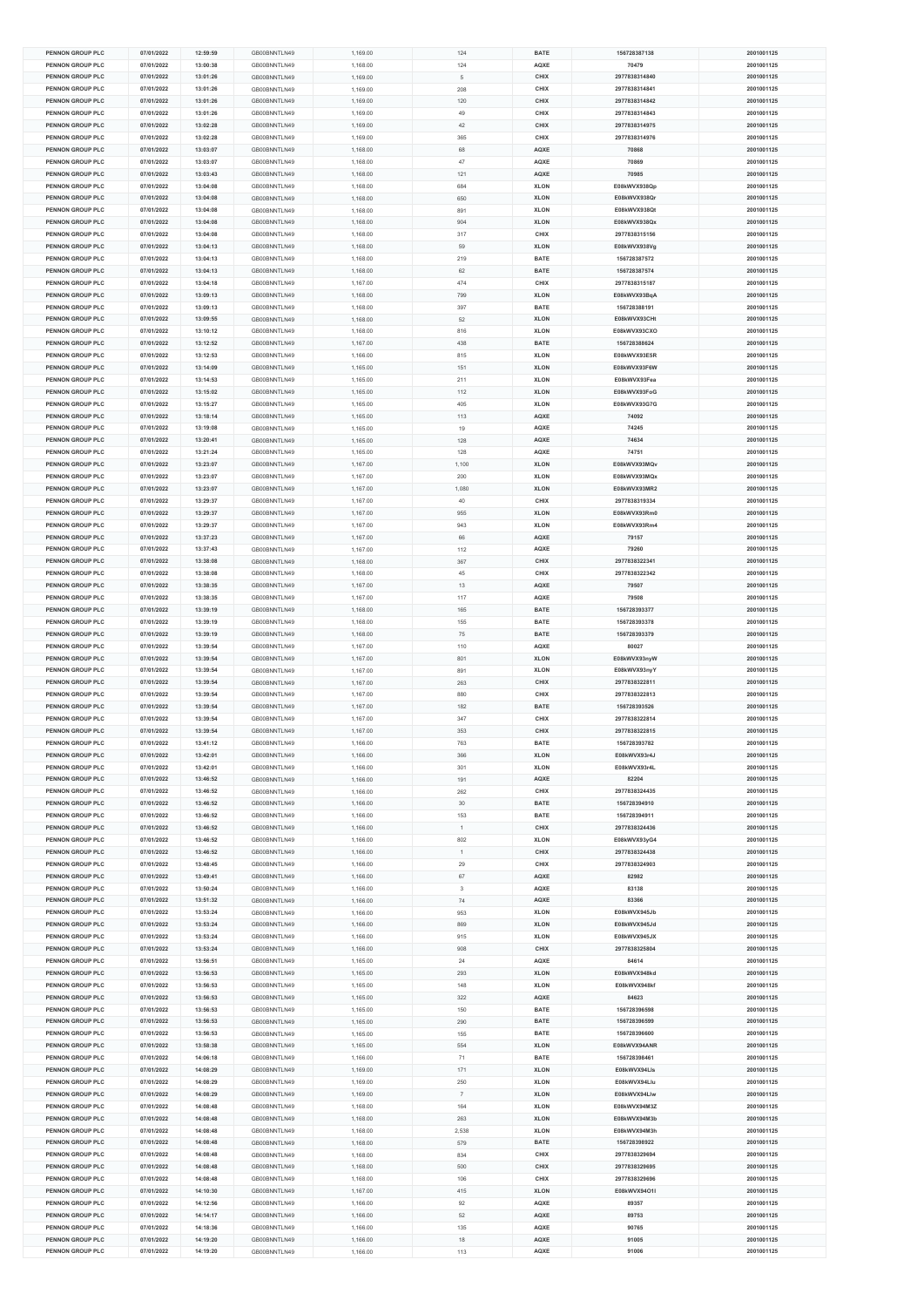| PENNON GROUP PLC | 07/01/2022 | 12:59:59 | GB00BNNTLN49 | 1,169.00 | 124 | BATE | 156728387138 | 2001001125 |
|---|---|---|---|---|---|---|---|---|
| PENNON GROUP PLC | 07/01/2022 | 13:00:38 | GB00BNNTLN49 | 1,168.00 | 124 | AQXE | 70479 | 2001001125 |
| PENNON GROUP PLC | 07/01/2022 | 13:01:26 | GB00BNNTLN49 | 1,169.00 | 5 | CHIX | 2977838314840 | 2001001125 |
| PENNON GROUP PLC | 07/01/2022 | 13:01:26 | GB00BNNTLN49 | 1,169.00 | 208 | CHIX | 2977838314841 | 2001001125 |
| PENNON GROUP PLC | 07/01/2022 | 13:01:26 | GB00BNNTLN49 | 1,169.00 | 120 | CHIX | 2977838314842 | 2001001125 |
| PENNON GROUP PLC | 07/01/2022 | 13:01:26 | GB00BNNTLN49 | 1,169.00 | 49 | CHIX | 2977838314843 | 2001001125 |
| PENNON GROUP PLC | 07/01/2022 | 13:02:28 | GB00BNNTLN49 | 1,169.00 | 42 | CHIX | 2977838314975 | 2001001125 |
| PENNON GROUP PLC | 07/01/2022 | 13:02:28 | GB00BNNTLN49 | 1,169.00 | 365 | CHIX | 2977838314976 | 2001001125 |
| PENNON GROUP PLC | 07/01/2022 | 13:03:07 | GB00BNNTLN49 | 1,168.00 | 68 | AQXE | 70868 | 2001001125 |
| PENNON GROUP PLC | 07/01/2022 | 13:03:07 | GB00BNNTLN49 | 1,168.00 | 47 | AQXE | 70869 | 2001001125 |
| PENNON GROUP PLC | 07/01/2022 | 13:03:43 | GB00BNNTLN49 | 1,168.00 | 121 | AQXE | 70985 | 2001001125 |
| PENNON GROUP PLC | 07/01/2022 | 13:04:08 | GB00BNNTLN49 | 1,168.00 | 684 | XLON | E08kWVX938Qp | 2001001125 |
| PENNON GROUP PLC | 07/01/2022 | 13:04:08 | GB00BNNTLN49 | 1,168.00 | 650 | XLON | E08kWVX938Qr | 2001001125 |
| PENNON GROUP PLC | 07/01/2022 | 13:04:08 | GB00BNNTLN49 | 1,168.00 | 891 | XLON | E08kWVX938Qt | 2001001125 |
| PENNON GROUP PLC | 07/01/2022 | 13:04:08 | GB00BNNTLN49 | 1,168.00 | 904 | XLON | E08kWVX938Qx | 2001001125 |
| PENNON GROUP PLC | 07/01/2022 | 13:04:08 | GB00BNNTLN49 | 1,168.00 | 317 | CHIX | 2977838315156 | 2001001125 |
| PENNON GROUP PLC | 07/01/2022 | 13:04:13 | GB00BNNTLN49 | 1,168.00 | 59 | XLON | E08kWVX938Vg | 2001001125 |
| PENNON GROUP PLC | 07/01/2022 | 13:04:13 | GB00BNNTLN49 | 1,168.00 | 219 | BATE | 156728387572 | 2001001125 |
| PENNON GROUP PLC | 07/01/2022 | 13:04:13 | GB00BNNTLN49 | 1,168.00 | 62 | BATE | 156728387574 | 2001001125 |
| PENNON GROUP PLC | 07/01/2022 | 13:04:18 | GB00BNNTLN49 | 1,167.00 | 474 | CHIX | 2977838315187 | 2001001125 |
| PENNON GROUP PLC | 07/01/2022 | 13:09:13 | GB00BNNTLN49 | 1,168.00 | 799 | XLON | E08kWVX93BqA | 2001001125 |
| PENNON GROUP PLC | 07/01/2022 | 13:09:13 | GB00BNNTLN49 | 1,168.00 | 397 | BATE | 156728388191 | 2001001125 |
| PENNON GROUP PLC | 07/01/2022 | 13:09:55 | GB00BNNTLN49 | 1,168.00 | 52 | XLON | E08kWVX93CHt | 2001001125 |
| PENNON GROUP PLC | 07/01/2022 | 13:10:12 | GB00BNNTLN49 | 1,168.00 | 816 | XLON | E08kWVX93CXO | 2001001125 |
| PENNON GROUP PLC | 07/01/2022 | 13:12:52 | GB00BNNTLN49 | 1,167.00 | 438 | BATE | 156728388624 | 2001001125 |
| PENNON GROUP PLC | 07/01/2022 | 13:12:53 | GB00BNNTLN49 | 1,166.00 | 815 | XLON | E08kWVX93E5R | 2001001125 |
| PENNON GROUP PLC | 07/01/2022 | 13:14:09 | GB00BNNTLN49 | 1,165.00 | 151 | XLON | E08kWVX93F6W | 2001001125 |
| PENNON GROUP PLC | 07/01/2022 | 13:14:53 | GB00BNNTLN49 | 1,165.00 | 211 | XLON | E08kWVX93Fea | 2001001125 |
| PENNON GROUP PLC | 07/01/2022 | 13:15:02 | GB00BNNTLN49 | 1,165.00 | 112 | XLON | E08kWVX93FoG | 2001001125 |
| PENNON GROUP PLC | 07/01/2022 | 13:15:27 | GB00BNNTLN49 | 1,165.00 | 405 | XLON | E08kWVX93G7G | 2001001125 |
| PENNON GROUP PLC | 07/01/2022 | 13:18:14 | GB00BNNTLN49 | 1,165.00 | 113 | AQXE | 74092 | 2001001125 |
| PENNON GROUP PLC | 07/01/2022 | 13:19:08 | GB00BNNTLN49 | 1,165.00 | 19 | AQXE | 74245 | 2001001125 |
| PENNON GROUP PLC | 07/01/2022 | 13:20:41 | GB00BNNTLN49 | 1,165.00 | 128 | AQXE | 74634 | 2001001125 |
| PENNON GROUP PLC | 07/01/2022 | 13:21:24 | GB00BNNTLN49 | 1,165.00 | 128 | AQXE | 74751 | 2001001125 |
| PENNON GROUP PLC | 07/01/2022 | 13:23:07 | GB00BNNTLN49 | 1,167.00 | 1,100 | XLON | E08kWVX93MQv | 2001001125 |
| PENNON GROUP PLC | 07/01/2022 | 13:23:07 | GB00BNNTLN49 | 1,167.00 | 200 | XLON | E08kWVX93MQx | 2001001125 |
| PENNON GROUP PLC | 07/01/2022 | 13:23:07 | GB00BNNTLN49 | 1,167.00 | 1,080 | XLON | E08kWVX93MR2 | 2001001125 |
| PENNON GROUP PLC | 07/01/2022 | 13:29:37 | GB00BNNTLN49 | 1,167.00 | 40 | CHIX | 2977838319334 | 2001001125 |
| PENNON GROUP PLC | 07/01/2022 | 13:29:37 | GB00BNNTLN49 | 1,167.00 | 955 | XLON | E08kWVX93Rm0 | 2001001125 |
| PENNON GROUP PLC | 07/01/2022 | 13:29:37 | GB00BNNTLN49 | 1,167.00 | 943 | XLON | E08kWVX93Rm4 | 2001001125 |
| PENNON GROUP PLC | 07/01/2022 | 13:37:23 | GB00BNNTLN49 | 1,167.00 | 66 | AQXE | 79157 | 2001001125 |
| PENNON GROUP PLC | 07/01/2022 | 13:37:43 | GB00BNNTLN49 | 1,167.00 | 112 | AQXE | 79260 | 2001001125 |
| PENNON GROUP PLC | 07/01/2022 | 13:38:08 | GB00BNNTLN49 | 1,168.00 | 367 | CHIX | 2977838322341 | 2001001125 |
| PENNON GROUP PLC | 07/01/2022 | 13:38:08 | GB00BNNTLN49 | 1,168.00 | 45 | CHIX | 2977838322342 | 2001001125 |
| PENNON GROUP PLC | 07/01/2022 | 13:38:35 | GB00BNNTLN49 | 1,167.00 | 13 | AQXE | 79507 | 2001001125 |
| PENNON GROUP PLC | 07/01/2022 | 13:38:35 | GB00BNNTLN49 | 1,167.00 | 117 | AQXE | 79508 | 2001001125 |
| PENNON GROUP PLC | 07/01/2022 | 13:39:19 | GB00BNNTLN49 | 1,168.00 | 165 | BATE | 156728393377 | 2001001125 |
| PENNON GROUP PLC | 07/01/2022 | 13:39:19 | GB00BNNTLN49 | 1,168.00 | 155 | BATE | 156728393378 | 2001001125 |
| PENNON GROUP PLC | 07/01/2022 | 13:39:19 | GB00BNNTLN49 | 1,168.00 | 75 | BATE | 156728393379 | 2001001125 |
| PENNON GROUP PLC | 07/01/2022 | 13:39:54 | GB00BNNTLN49 | 1,167.00 | 110 | AQXE | 80027 | 2001001125 |
| PENNON GROUP PLC | 07/01/2022 | 13:39:54 | GB00BNNTLN49 | 1,167.00 | 801 | XLON | E08kWVX93myW | 2001001125 |
| PENNON GROUP PLC | 07/01/2022 | 13:39:54 | GB00BNNTLN49 | 1,167.00 | 891 | XLON | E08kWVX93myY | 2001001125 |
| PENNON GROUP PLC | 07/01/2022 | 13:39:54 | GB00BNNTLN49 | 1,167.00 | 263 | CHIX | 2977838322811 | 2001001125 |
| PENNON GROUP PLC | 07/01/2022 | 13:39:54 | GB00BNNTLN49 | 1,167.00 | 880 | CHIX | 2977838322813 | 2001001125 |
| PENNON GROUP PLC | 07/01/2022 | 13:39:54 | GB00BNNTLN49 | 1,167.00 | 182 | BATE | 156728393526 | 2001001125 |
| PENNON GROUP PLC | 07/01/2022 | 13:39:54 | GB00BNNTLN49 | 1,167.00 | 347 | CHIX | 2977838322814 | 2001001125 |
| PENNON GROUP PLC | 07/01/2022 | 13:39:54 | GB00BNNTLN49 | 1,167.00 | 353 | CHIX | 2977838322815 | 2001001125 |
| PENNON GROUP PLC | 07/01/2022 | 13:41:12 | GB00BNNTLN49 | 1,166.00 | 763 | BATE | 156728393782 | 2001001125 |
| PENNON GROUP PLC | 07/01/2022 | 13:42:01 | GB00BNNTLN49 | 1,166.00 | 366 | XLON | E08kWVX93r4J | 2001001125 |
| PENNON GROUP PLC | 07/01/2022 | 13:42:01 | GB00BNNTLN49 | 1,166.00 | 301 | XLON | E08kWVX93r4L | 2001001125 |
| PENNON GROUP PLC | 07/01/2022 | 13:46:52 | GB00BNNTLN49 | 1,166.00 | 191 | AQXE | 82204 | 2001001125 |
| PENNON GROUP PLC | 07/01/2022 | 13:46:52 | GB00BNNTLN49 | 1,166.00 | 262 | CHIX | 2977838324435 | 2001001125 |
| PENNON GROUP PLC | 07/01/2022 | 13:46:52 | GB00BNNTLN49 | 1,166.00 | 30 | BATE | 156728394910 | 2001001125 |
| PENNON GROUP PLC | 07/01/2022 | 13:46:52 | GB00BNNTLN49 | 1,166.00 | 153 | BATE | 156728394911 | 2001001125 |
| PENNON GROUP PLC | 07/01/2022 | 13:46:52 | GB00BNNTLN49 | 1,166.00 | 1 | CHIX | 2977838324436 | 2001001125 |
| PENNON GROUP PLC | 07/01/2022 | 13:46:52 | GB00BNNTLN49 | 1,166.00 | 802 | XLON | E08kWVX93yG4 | 2001001125 |
| PENNON GROUP PLC | 07/01/2022 | 13:46:52 | GB00BNNTLN49 | 1,166.00 | 1 | CHIX | 2977838324438 | 2001001125 |
| PENNON GROUP PLC | 07/01/2022 | 13:48:45 | GB00BNNTLN49 | 1,166.00 | 29 | CHIX | 2977838324903 | 2001001125 |
| PENNON GROUP PLC | 07/01/2022 | 13:49:41 | GB00BNNTLN49 | 1,166.00 | 67 | AQXE | 82982 | 2001001125 |
| PENNON GROUP PLC | 07/01/2022 | 13:50:24 | GB00BNNTLN49 | 1,166.00 | 3 | AQXE | 83138 | 2001001125 |
| PENNON GROUP PLC | 07/01/2022 | 13:51:32 | GB00BNNTLN49 | 1,166.00 | 74 | AQXE | 83366 | 2001001125 |
| PENNON GROUP PLC | 07/01/2022 | 13:53:24 | GB00BNNTLN49 | 1,166.00 | 953 | XLON | E08kWVX945Jb | 2001001125 |
| PENNON GROUP PLC | 07/01/2022 | 13:53:24 | GB00BNNTLN49 | 1,166.00 | 869 | XLON | E08kWVX945Jd | 2001001125 |
| PENNON GROUP PLC | 07/01/2022 | 13:53:24 | GB00BNNTLN49 | 1,166.00 | 915 | XLON | E08kWVX945JX | 2001001125 |
| PENNON GROUP PLC | 07/01/2022 | 13:53:24 | GB00BNNTLN49 | 1,166.00 | 908 | CHIX | 2977838325804 | 2001001125 |
| PENNON GROUP PLC | 07/01/2022 | 13:56:51 | GB00BNNTLN49 | 1,165.00 | 24 | AQXE | 84614 | 2001001125 |
| PENNON GROUP PLC | 07/01/2022 | 13:56:53 | GB00BNNTLN49 | 1,165.00 | 293 | XLON | E08kWVX948kd | 2001001125 |
| PENNON GROUP PLC | 07/01/2022 | 13:56:53 | GB00BNNTLN49 | 1,165.00 | 148 | XLON | E08kWVX948kf | 2001001125 |
| PENNON GROUP PLC | 07/01/2022 | 13:56:53 | GB00BNNTLN49 | 1,165.00 | 322 | AQXE | 84623 | 2001001125 |
| PENNON GROUP PLC | 07/01/2022 | 13:56:53 | GB00BNNTLN49 | 1,165.00 | 150 | BATE | 156728396598 | 2001001125 |
| PENNON GROUP PLC | 07/01/2022 | 13:56:53 | GB00BNNTLN49 | 1,165.00 | 290 | BATE | 156728396599 | 2001001125 |
| PENNON GROUP PLC | 07/01/2022 | 13:56:53 | GB00BNNTLN49 | 1,165.00 | 155 | BATE | 156728396600 | 2001001125 |
| PENNON GROUP PLC | 07/01/2022 | 13:58:38 | GB00BNNTLN49 | 1,165.00 | 554 | XLON | E08kWVX94ANR | 2001001125 |
| PENNON GROUP PLC | 07/01/2022 | 14:06:18 | GB00BNNTLN49 | 1,166.00 | 71 | BATE | 156728398461 | 2001001125 |
| PENNON GROUP PLC | 07/01/2022 | 14:08:29 | GB00BNNTLN49 | 1,169.00 | 171 | XLON | E08kWVX94LIs | 2001001125 |
| PENNON GROUP PLC | 07/01/2022 | 14:08:29 | GB00BNNTLN49 | 1,169.00 | 250 | XLON | E08kWVX94LIu | 2001001125 |
| PENNON GROUP PLC | 07/01/2022 | 14:08:29 | GB00BNNTLN49 | 1,169.00 | 7 | XLON | E08kWVX94LIw | 2001001125 |
| PENNON GROUP PLC | 07/01/2022 | 14:08:48 | GB00BNNTLN49 | 1,168.00 | 164 | XLON | E08kWVX94M3Z | 2001001125 |
| PENNON GROUP PLC | 07/01/2022 | 14:08:48 | GB00BNNTLN49 | 1,168.00 | 263 | XLON | E08kWVX94M3b | 2001001125 |
| PENNON GROUP PLC | 07/01/2022 | 14:08:48 | GB00BNNTLN49 | 1,168.00 | 2,538 | XLON | E08kWVX94M3h | 2001001125 |
| PENNON GROUP PLC | 07/01/2022 | 14:08:48 | GB00BNNTLN49 | 1,168.00 | 579 | BATE | 156728398922 | 2001001125 |
| PENNON GROUP PLC | 07/01/2022 | 14:08:48 | GB00BNNTLN49 | 1,168.00 | 834 | CHIX | 2977838329694 | 2001001125 |
| PENNON GROUP PLC | 07/01/2022 | 14:08:48 | GB00BNNTLN49 | 1,168.00 | 500 | CHIX | 2977838329695 | 2001001125 |
| PENNON GROUP PLC | 07/01/2022 | 14:08:48 | GB00BNNTLN49 | 1,168.00 | 106 | CHIX | 2977838329696 | 2001001125 |
| PENNON GROUP PLC | 07/01/2022 | 14:10:30 | GB00BNNTLN49 | 1,167.00 | 415 | XLON | E08kWVX94O1I | 2001001125 |
| PENNON GROUP PLC | 07/01/2022 | 14:12:56 | GB00BNNTLN49 | 1,166.00 | 92 | AQXE | 89357 | 2001001125 |
| PENNON GROUP PLC | 07/01/2022 | 14:14:17 | GB00BNNTLN49 | 1,166.00 | 52 | AQXE | 89753 | 2001001125 |
| PENNON GROUP PLC | 07/01/2022 | 14:18:36 | GB00BNNTLN49 | 1,166.00 | 135 | AQXE | 90765 | 2001001125 |
| PENNON GROUP PLC | 07/01/2022 | 14:19:20 | GB00BNNTLN49 | 1,166.00 | 18 | AQXE | 91005 | 2001001125 |
| PENNON GROUP PLC | 07/01/2022 | 14:19:20 | GB00BNNTLN49 | 1,166.00 | 113 | AQXE | 91006 | 2001001125 |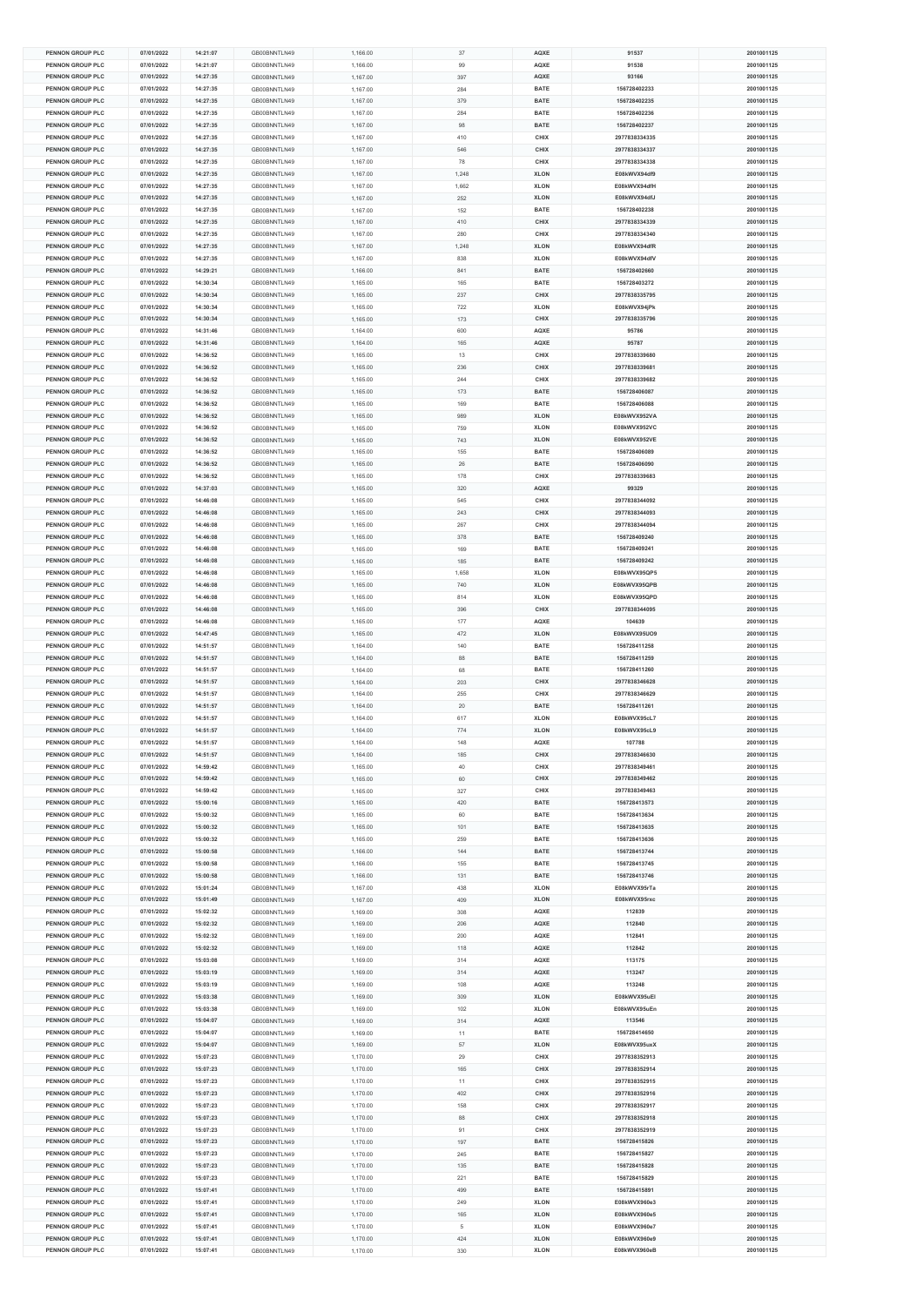| PENNON GROUP PLC | 07/01/2022 | 14:21:07 | GB00BNNTLN49 | 1,166.00 | 37 | AQXE | 91537 | 2001001125 |
|---|---|---|---|---|---|---|---|---|
| PENNON GROUP PLC | 07/01/2022 | 14:21:07 | GB00BNNTLN49 | 1,166.00 | 99 | AQXE | 91538 | 2001001125 |
| PENNON GROUP PLC | 07/01/2022 | 14:27:35 | GB00BNNTLN49 | 1,167.00 | 397 | AQXE | 93166 | 2001001125 |
| PENNON GROUP PLC | 07/01/2022 | 14:27:35 | GB00BNNTLN49 | 1,167.00 | 284 | BATE | 156728402233 | 2001001125 |
| PENNON GROUP PLC | 07/01/2022 | 14:27:35 | GB00BNNTLN49 | 1,167.00 | 379 | BATE | 156728402235 | 2001001125 |
| PENNON GROUP PLC | 07/01/2022 | 14:27:35 | GB00BNNTLN49 | 1,167.00 | 284 | BATE | 156728402236 | 2001001125 |
| PENNON GROUP PLC | 07/01/2022 | 14:27:35 | GB00BNNTLN49 | 1,167.00 | 98 | BATE | 156728402237 | 2001001125 |
| PENNON GROUP PLC | 07/01/2022 | 14:27:35 | GB00BNNTLN49 | 1,167.00 | 410 | CHIX | 2977838334335 | 2001001125 |
| PENNON GROUP PLC | 07/01/2022 | 14:27:35 | GB00BNNTLN49 | 1,167.00 | 546 | CHIX | 2977838334337 | 2001001125 |
| PENNON GROUP PLC | 07/01/2022 | 14:27:35 | GB00BNNTLN49 | 1,167.00 | 78 | CHIX | 2977838334338 | 2001001125 |
| PENNON GROUP PLC | 07/01/2022 | 14:27:35 | GB00BNNTLN49 | 1,167.00 | 1,248 | XLON | E08kWVX94df9 | 2001001125 |
| PENNON GROUP PLC | 07/01/2022 | 14:27:35 | GB00BNNTLN49 | 1,167.00 | 1,662 | XLON | E08kWVX94dfH | 2001001125 |
| PENNON GROUP PLC | 07/01/2022 | 14:27:35 | GB00BNNTLN49 | 1,167.00 | 252 | XLON | E08kWVX94dfJ | 2001001125 |
| PENNON GROUP PLC | 07/01/2022 | 14:27:35 | GB00BNNTLN49 | 1,167.00 | 152 | BATE | 156728402238 | 2001001125 |
| PENNON GROUP PLC | 07/01/2022 | 14:27:35 | GB00BNNTLN49 | 1,167.00 | 410 | CHIX | 2977838334339 | 2001001125 |
| PENNON GROUP PLC | 07/01/2022 | 14:27:35 | GB00BNNTLN49 | 1,167.00 | 280 | CHIX | 2977838334340 | 2001001125 |
| PENNON GROUP PLC | 07/01/2022 | 14:27:35 | GB00BNNTLN49 | 1,167.00 | 1,248 | XLON | E08kWVX94dfR | 2001001125 |
| PENNON GROUP PLC | 07/01/2022 | 14:27:35 | GB00BNNTLN49 | 1,167.00 | 838 | XLON | E08kWVX94dfV | 2001001125 |
| PENNON GROUP PLC | 07/01/2022 | 14:29:21 | GB00BNNTLN49 | 1,166.00 | 841 | BATE | 156728402660 | 2001001125 |
| PENNON GROUP PLC | 07/01/2022 | 14:30:34 | GB00BNNTLN49 | 1,165.00 | 165 | BATE | 156728403272 | 2001001125 |
| PENNON GROUP PLC | 07/01/2022 | 14:30:34 | GB00BNNTLN49 | 1,165.00 | 237 | CHIX | 2977838335795 | 2001001125 |
| PENNON GROUP PLC | 07/01/2022 | 14:30:34 | GB00BNNTLN49 | 1,165.00 | 722 | XLON | E08kWVX94jPk | 2001001125 |
| PENNON GROUP PLC | 07/01/2022 | 14:30:34 | GB00BNNTLN49 | 1,165.00 | 173 | CHIX | 2977838335796 | 2001001125 |
| PENNON GROUP PLC | 07/01/2022 | 14:31:46 | GB00BNNTLN49 | 1,164.00 | 600 | AQXE | 95786 | 2001001125 |
| PENNON GROUP PLC | 07/01/2022 | 14:31:46 | GB00BNNTLN49 | 1,164.00 | 165 | AQXE | 95787 | 2001001125 |
| PENNON GROUP PLC | 07/01/2022 | 14:36:52 | GB00BNNTLN49 | 1,165.00 | 13 | CHIX | 2977838339680 | 2001001125 |
| PENNON GROUP PLC | 07/01/2022 | 14:36:52 | GB00BNNTLN49 | 1,165.00 | 236 | CHIX | 2977838339681 | 2001001125 |
| PENNON GROUP PLC | 07/01/2022 | 14:36:52 | GB00BNNTLN49 | 1,165.00 | 244 | CHIX | 2977838339682 | 2001001125 |
| PENNON GROUP PLC | 07/01/2022 | 14:36:52 | GB00BNNTLN49 | 1,165.00 | 173 | BATE | 156728406087 | 2001001125 |
| PENNON GROUP PLC | 07/01/2022 | 14:36:52 | GB00BNNTLN49 | 1,165.00 | 169 | BATE | 156728406088 | 2001001125 |
| PENNON GROUP PLC | 07/01/2022 | 14:36:52 | GB00BNNTLN49 | 1,165.00 | 989 | XLON | E08kWVX952VA | 2001001125 |
| PENNON GROUP PLC | 07/01/2022 | 14:36:52 | GB00BNNTLN49 | 1,165.00 | 759 | XLON | E08kWVX952VC | 2001001125 |
| PENNON GROUP PLC | 07/01/2022 | 14:36:52 | GB00BNNTLN49 | 1,165.00 | 743 | XLON | E08kWVX952VE | 2001001125 |
| PENNON GROUP PLC | 07/01/2022 | 14:36:52 | GB00BNNTLN49 | 1,165.00 | 155 | BATE | 156728406089 | 2001001125 |
| PENNON GROUP PLC | 07/01/2022 | 14:36:52 | GB00BNNTLN49 | 1,165.00 | 26 | BATE | 156728406090 | 2001001125 |
| PENNON GROUP PLC | 07/01/2022 | 14:36:52 | GB00BNNTLN49 | 1,165.00 | 178 | CHIX | 2977838339683 | 2001001125 |
| PENNON GROUP PLC | 07/01/2022 | 14:37:03 | GB00BNNTLN49 | 1,165.00 | 320 | AQXE | 99329 | 2001001125 |
| PENNON GROUP PLC | 07/01/2022 | 14:46:08 | GB00BNNTLN49 | 1,165.00 | 545 | CHIX | 2977838344092 | 2001001125 |
| PENNON GROUP PLC | 07/01/2022 | 14:46:08 | GB00BNNTLN49 | 1,165.00 | 243 | CHIX | 2977838344093 | 2001001125 |
| PENNON GROUP PLC | 07/01/2022 | 14:46:08 | GB00BNNTLN49 | 1,165.00 | 267 | CHIX | 2977838344094 | 2001001125 |
| PENNON GROUP PLC | 07/01/2022 | 14:46:08 | GB00BNNTLN49 | 1,165.00 | 378 | BATE | 156728409240 | 2001001125 |
| PENNON GROUP PLC | 07/01/2022 | 14:46:08 | GB00BNNTLN49 | 1,165.00 | 169 | BATE | 156728409241 | 2001001125 |
| PENNON GROUP PLC | 07/01/2022 | 14:46:08 | GB00BNNTLN49 | 1,165.00 | 185 | BATE | 156728409242 | 2001001125 |
| PENNON GROUP PLC | 07/01/2022 | 14:46:08 | GB00BNNTLN49 | 1,165.00 | 1,658 | XLON | E08kWVX95QP5 | 2001001125 |
| PENNON GROUP PLC | 07/01/2022 | 14:46:08 | GB00BNNTLN49 | 1,165.00 | 740 | XLON | E08kWVX95QPB | 2001001125 |
| PENNON GROUP PLC | 07/01/2022 | 14:46:08 | GB00BNNTLN49 | 1,165.00 | 814 | XLON | E08kWVX95QPD | 2001001125 |
| PENNON GROUP PLC | 07/01/2022 | 14:46:08 | GB00BNNTLN49 | 1,165.00 | 396 | CHIX | 2977838344095 | 2001001125 |
| PENNON GROUP PLC | 07/01/2022 | 14:46:08 | GB00BNNTLN49 | 1,165.00 | 177 | AQXE | 104639 | 2001001125 |
| PENNON GROUP PLC | 07/01/2022 | 14:47:45 | GB00BNNTLN49 | 1,165.00 | 472 | XLON | E08kWVX95UO9 | 2001001125 |
| PENNON GROUP PLC | 07/01/2022 | 14:51:57 | GB00BNNTLN49 | 1,164.00 | 140 | BATE | 156728411258 | 2001001125 |
| PENNON GROUP PLC | 07/01/2022 | 14:51:57 | GB00BNNTLN49 | 1,164.00 | 88 | BATE | 156728411259 | 2001001125 |
| PENNON GROUP PLC | 07/01/2022 | 14:51:57 | GB00BNNTLN49 | 1,164.00 | 68 | BATE | 156728411260 | 2001001125 |
| PENNON GROUP PLC | 07/01/2022 | 14:51:57 | GB00BNNTLN49 | 1,164.00 | 203 | CHIX | 2977838346628 | 2001001125 |
| PENNON GROUP PLC | 07/01/2022 | 14:51:57 | GB00BNNTLN49 | 1,164.00 | 255 | CHIX | 2977838346629 | 2001001125 |
| PENNON GROUP PLC | 07/01/2022 | 14:51:57 | GB00BNNTLN49 | 1,164.00 | 20 | BATE | 156728411261 | 2001001125 |
| PENNON GROUP PLC | 07/01/2022 | 14:51:57 | GB00BNNTLN49 | 1,164.00 | 617 | XLON | E08kWVX95cL7 | 2001001125 |
| PENNON GROUP PLC | 07/01/2022 | 14:51:57 | GB00BNNTLN49 | 1,164.00 | 774 | XLON | E08kWVX95cL9 | 2001001125 |
| PENNON GROUP PLC | 07/01/2022 | 14:51:57 | GB00BNNTLN49 | 1,164.00 | 148 | AQXE | 107788 | 2001001125 |
| PENNON GROUP PLC | 07/01/2022 | 14:51:57 | GB00BNNTLN49 | 1,164.00 | 185 | CHIX | 2977838346630 | 2001001125 |
| PENNON GROUP PLC | 07/01/2022 | 14:59:42 | GB00BNNTLN49 | 1,165.00 | 40 | CHIX | 2977838349461 | 2001001125 |
| PENNON GROUP PLC | 07/01/2022 | 14:59:42 | GB00BNNTLN49 | 1,165.00 | 60 | CHIX | 2977838349462 | 2001001125 |
| PENNON GROUP PLC | 07/01/2022 | 14:59:42 | GB00BNNTLN49 | 1,165.00 | 327 | CHIX | 2977838349463 | 2001001125 |
| PENNON GROUP PLC | 07/01/2022 | 15:00:16 | GB00BNNTLN49 | 1,165.00 | 420 | BATE | 156728413573 | 2001001125 |
| PENNON GROUP PLC | 07/01/2022 | 15:00:32 | GB00BNNTLN49 | 1,165.00 | 60 | BATE | 156728413634 | 2001001125 |
| PENNON GROUP PLC | 07/01/2022 | 15:00:32 | GB00BNNTLN49 | 1,165.00 | 101 | BATE | 156728413635 | 2001001125 |
| PENNON GROUP PLC | 07/01/2022 | 15:00:32 | GB00BNNTLN49 | 1,165.00 | 259 | BATE | 156728413636 | 2001001125 |
| PENNON GROUP PLC | 07/01/2022 | 15:00:58 | GB00BNNTLN49 | 1,166.00 | 144 | BATE | 156728413744 | 2001001125 |
| PENNON GROUP PLC | 07/01/2022 | 15:00:58 | GB00BNNTLN49 | 1,166.00 | 155 | BATE | 156728413745 | 2001001125 |
| PENNON GROUP PLC | 07/01/2022 | 15:00:58 | GB00BNNTLN49 | 1,166.00 | 131 | BATE | 156728413746 | 2001001125 |
| PENNON GROUP PLC | 07/01/2022 | 15:01:24 | GB00BNNTLN49 | 1,167.00 | 438 | XLON | E08kWVX95rTa | 2001001125 |
| PENNON GROUP PLC | 07/01/2022 | 15:01:49 | GB00BNNTLN49 | 1,167.00 | 409 | XLON | E08kWVX95rxc | 2001001125 |
| PENNON GROUP PLC | 07/01/2022 | 15:02:32 | GB00BNNTLN49 | 1,169.00 | 308 | AQXE | 112839 | 2001001125 |
| PENNON GROUP PLC | 07/01/2022 | 15:02:32 | GB00BNNTLN49 | 1,169.00 | 206 | AQXE | 112840 | 2001001125 |
| PENNON GROUP PLC | 07/01/2022 | 15:02:32 | GB00BNNTLN49 | 1,169.00 | 200 | AQXE | 112841 | 2001001125 |
| PENNON GROUP PLC | 07/01/2022 | 15:02:32 | GB00BNNTLN49 | 1,169.00 | 118 | AQXE | 112842 | 2001001125 |
| PENNON GROUP PLC | 07/01/2022 | 15:03:08 | GB00BNNTLN49 | 1,169.00 | 314 | AQXE | 113175 | 2001001125 |
| PENNON GROUP PLC | 07/01/2022 | 15:03:19 | GB00BNNTLN49 | 1,169.00 | 314 | AQXE | 113247 | 2001001125 |
| PENNON GROUP PLC | 07/01/2022 | 15:03:19 | GB00BNNTLN49 | 1,169.00 | 108 | AQXE | 113248 | 2001001125 |
| PENNON GROUP PLC | 07/01/2022 | 15:03:38 | GB00BNNTLN49 | 1,169.00 | 309 | XLON | E08kWVX95uEl | 2001001125 |
| PENNON GROUP PLC | 07/01/2022 | 15:03:38 | GB00BNNTLN49 | 1,169.00 | 102 | XLON | E08kWVX95uEn | 2001001125 |
| PENNON GROUP PLC | 07/01/2022 | 15:04:07 | GB00BNNTLN49 | 1,169.00 | 314 | AQXE | 113546 | 2001001125 |
| PENNON GROUP PLC | 07/01/2022 | 15:04:07 | GB00BNNTLN49 | 1,169.00 | 11 | BATE | 156728414650 | 2001001125 |
| PENNON GROUP PLC | 07/01/2022 | 15:04:07 | GB00BNNTLN49 | 1,169.00 | 57 | XLON | E08kWVX95uxX | 2001001125 |
| PENNON GROUP PLC | 07/01/2022 | 15:07:23 | GB00BNNTLN49 | 1,170.00 | 29 | CHIX | 2977838352913 | 2001001125 |
| PENNON GROUP PLC | 07/01/2022 | 15:07:23 | GB00BNNTLN49 | 1,170.00 | 165 | CHIX | 2977838352914 | 2001001125 |
| PENNON GROUP PLC | 07/01/2022 | 15:07:23 | GB00BNNTLN49 | 1,170.00 | 11 | CHIX | 2977838352915 | 2001001125 |
| PENNON GROUP PLC | 07/01/2022 | 15:07:23 | GB00BNNTLN49 | 1,170.00 | 402 | CHIX | 2977838352916 | 2001001125 |
| PENNON GROUP PLC | 07/01/2022 | 15:07:23 | GB00BNNTLN49 | 1,170.00 | 158 | CHIX | 2977838352917 | 2001001125 |
| PENNON GROUP PLC | 07/01/2022 | 15:07:23 | GB00BNNTLN49 | 1,170.00 | 88 | CHIX | 2977838352918 | 2001001125 |
| PENNON GROUP PLC | 07/01/2022 | 15:07:23 | GB00BNNTLN49 | 1,170.00 | 91 | CHIX | 2977838352919 | 2001001125 |
| PENNON GROUP PLC | 07/01/2022 | 15:07:23 | GB00BNNTLN49 | 1,170.00 | 197 | BATE | 156728415826 | 2001001125 |
| PENNON GROUP PLC | 07/01/2022 | 15:07:23 | GB00BNNTLN49 | 1,170.00 | 245 | BATE | 156728415827 | 2001001125 |
| PENNON GROUP PLC | 07/01/2022 | 15:07:23 | GB00BNNTLN49 | 1,170.00 | 135 | BATE | 156728415828 | 2001001125 |
| PENNON GROUP PLC | 07/01/2022 | 15:07:23 | GB00BNNTLN49 | 1,170.00 | 221 | BATE | 156728415829 | 2001001125 |
| PENNON GROUP PLC | 07/01/2022 | 15:07:41 | GB00BNNTLN49 | 1,170.00 | 499 | BATE | 156728415891 | 2001001125 |
| PENNON GROUP PLC | 07/01/2022 | 15:07:41 | GB00BNNTLN49 | 1,170.00 | 249 | XLON | E08kWVX960e3 | 2001001125 |
| PENNON GROUP PLC | 07/01/2022 | 15:07:41 | GB00BNNTLN49 | 1,170.00 | 165 | XLON | E08kWVX960e5 | 2001001125 |
| PENNON GROUP PLC | 07/01/2022 | 15:07:41 | GB00BNNTLN49 | 1,170.00 | 5 | XLON | E08kWVX960e7 | 2001001125 |
| PENNON GROUP PLC | 07/01/2022 | 15:07:41 | GB00BNNTLN49 | 1,170.00 | 424 | XLON | E08kWVX960e9 | 2001001125 |
| PENNON GROUP PLC | 07/01/2022 | 15:07:41 | GB00BNNTLN49 | 1,170.00 | 330 | XLON | E08kWVX960eB | 2001001125 |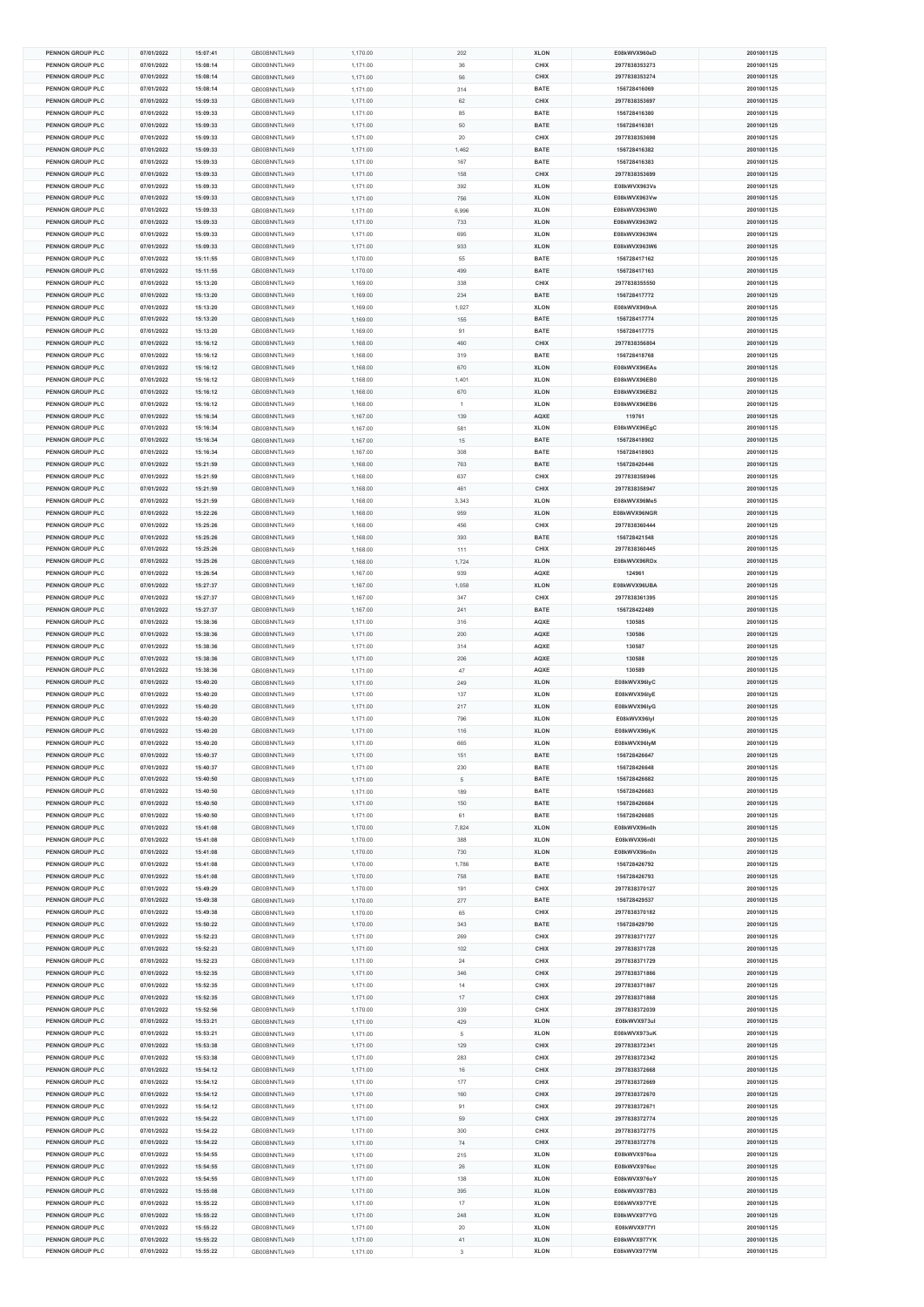| PENNON GROUP PLC | 07/01/2022 | 15:07:41 | GB00BNNTLN49 | 1,170.00 | 202 | XLON | E08kWVX960eD | 2001001125 |
|---|---|---|---|---|---|---|---|---|
| PENNON GROUP PLC | 07/01/2022 | 15:08:14 | GB00BNNTLN49 | 1,171.00 | 36 | CHIX | 2977838353273 | 2001001125 |
| PENNON GROUP PLC | 07/01/2022 | 15:08:14 | GB00BNNTLN49 | 1,171.00 | 56 | CHIX | 2977838353274 | 2001001125 |
| PENNON GROUP PLC | 07/01/2022 | 15:08:14 | GB00BNNTLN49 | 1,171.00 | 314 | BATE | 156728416089 | 2001001125 |
| PENNON GROUP PLC | 07/01/2022 | 15:09:33 | GB00BNNTLN49 | 1,171.00 | 62 | CHIX | 2977838353697 | 2001001125 |
| PENNON GROUP PLC | 07/01/2022 | 15:09:33 | GB00BNNTLN49 | 1,171.00 | 85 | BATE | 156728416380 | 2001001125 |
| PENNON GROUP PLC | 07/01/2022 | 15:09:33 | GB00BNNTLN49 | 1,171.00 | 50 | BATE | 156728416381 | 2001001125 |
| PENNON GROUP PLC | 07/01/2022 | 15:09:33 | GB00BNNTLN49 | 1,171.00 | 20 | CHIX | 2977838353698 | 2001001125 |
| PENNON GROUP PLC | 07/01/2022 | 15:09:33 | GB00BNNTLN49 | 1,171.00 | 1,462 | BATE | 156728416382 | 2001001125 |
| PENNON GROUP PLC | 07/01/2022 | 15:09:33 | GB00BNNTLN49 | 1,171.00 | 167 | BATE | 156728416383 | 2001001125 |
| PENNON GROUP PLC | 07/01/2022 | 15:09:33 | GB00BNNTLN49 | 1,171.00 | 158 | CHIX | 2977838353699 | 2001001125 |
| PENNON GROUP PLC | 07/01/2022 | 15:09:33 | GB00BNNTLN49 | 1,171.00 | 392 | XLON | E08kWVX963Vs | 2001001125 |
| PENNON GROUP PLC | 07/01/2022 | 15:09:33 | GB00BNNTLN49 | 1,171.00 | 756 | XLON | E08kWVX963Vw | 2001001125 |
| PENNON GROUP PLC | 07/01/2022 | 15:09:33 | GB00BNNTLN49 | 1,171.00 | 6,996 | XLON | E08kWVX963W0 | 2001001125 |
| PENNON GROUP PLC | 07/01/2022 | 15:09:33 | GB00BNNTLN49 | 1,171.00 | 733 | XLON | E08kWVX963W2 | 2001001125 |
| PENNON GROUP PLC | 07/01/2022 | 15:09:33 | GB00BNNTLN49 | 1,171.00 | 695 | XLON | E08kWVX963W4 | 2001001125 |
| PENNON GROUP PLC | 07/01/2022 | 15:09:33 | GB00BNNTLN49 | 1,171.00 | 933 | XLON | E08kWVX963W6 | 2001001125 |
| PENNON GROUP PLC | 07/01/2022 | 15:11:55 | GB00BNNTLN49 | 1,170.00 | 55 | BATE | 156728417162 | 2001001125 |
| PENNON GROUP PLC | 07/01/2022 | 15:11:55 | GB00BNNTLN49 | 1,170.00 | 499 | BATE | 156728417163 | 2001001125 |
| PENNON GROUP PLC | 07/01/2022 | 15:13:20 | GB00BNNTLN49 | 1,169.00 | 338 | CHIX | 2977838355550 | 2001001125 |
| PENNON GROUP PLC | 07/01/2022 | 15:13:20 | GB00BNNTLN49 | 1,169.00 | 234 | BATE | 156728417772 | 2001001125 |
| PENNON GROUP PLC | 07/01/2022 | 15:13:20 | GB00BNNTLN49 | 1,169.00 | 1,027 | XLON | E08kWVX969nA | 2001001125 |
| PENNON GROUP PLC | 07/01/2022 | 15:13:20 | GB00BNNTLN49 | 1,169.00 | 155 | BATE | 156728417774 | 2001001125 |
| PENNON GROUP PLC | 07/01/2022 | 15:13:20 | GB00BNNTLN49 | 1,169.00 | 91 | BATE | 156728417775 | 2001001125 |
| PENNON GROUP PLC | 07/01/2022 | 15:16:12 | GB00BNNTLN49 | 1,168.00 | 460 | CHIX | 2977838356804 | 2001001125 |
| PENNON GROUP PLC | 07/01/2022 | 15:16:12 | GB00BNNTLN49 | 1,168.00 | 319 | BATE | 156728418768 | 2001001125 |
| PENNON GROUP PLC | 07/01/2022 | 15:16:12 | GB00BNNTLN49 | 1,168.00 | 670 | XLON | E08kWVX96EAs | 2001001125 |
| PENNON GROUP PLC | 07/01/2022 | 15:16:12 | GB00BNNTLN49 | 1,168.00 | 1,401 | XLON | E08kWVX96EB0 | 2001001125 |
| PENNON GROUP PLC | 07/01/2022 | 15:16:12 | GB00BNNTLN49 | 1,168.00 | 670 | XLON | E08kWVX96EB2 | 2001001125 |
| PENNON GROUP PLC | 07/01/2022 | 15:16:12 | GB00BNNTLN49 | 1,168.00 | 1 | XLON | E08kWVX96EB6 | 2001001125 |
| PENNON GROUP PLC | 07/01/2022 | 15:16:34 | GB00BNNTLN49 | 1,167.00 | 139 | AQXE | 119761 | 2001001125 |
| PENNON GROUP PLC | 07/01/2022 | 15:16:34 | GB00BNNTLN49 | 1,167.00 | 581 | XLON | E08kWVX96EgC | 2001001125 |
| PENNON GROUP PLC | 07/01/2022 | 15:16:34 | GB00BNNTLN49 | 1,167.00 | 15 | BATE | 156728418902 | 2001001125 |
| PENNON GROUP PLC | 07/01/2022 | 15:16:34 | GB00BNNTLN49 | 1,167.00 | 308 | BATE | 156728418903 | 2001001125 |
| PENNON GROUP PLC | 07/01/2022 | 15:21:59 | GB00BNNTLN49 | 1,168.00 | 763 | BATE | 156728420446 | 2001001125 |
| PENNON GROUP PLC | 07/01/2022 | 15:21:59 | GB00BNNTLN49 | 1,168.00 | 637 | CHIX | 2977838358946 | 2001001125 |
| PENNON GROUP PLC | 07/01/2022 | 15:21:59 | GB00BNNTLN49 | 1,168.00 | 461 | CHIX | 2977838358947 | 2001001125 |
| PENNON GROUP PLC | 07/01/2022 | 15:21:59 | GB00BNNTLN49 | 1,168.00 | 3,343 | XLON | E08kWVX96Me5 | 2001001125 |
| PENNON GROUP PLC | 07/01/2022 | 15:22:26 | GB00BNNTLN49 | 1,168.00 | 959 | XLON | E08kWVX96NGR | 2001001125 |
| PENNON GROUP PLC | 07/01/2022 | 15:25:26 | GB00BNNTLN49 | 1,168.00 | 456 | CHIX | 2977838360444 | 2001001125 |
| PENNON GROUP PLC | 07/01/2022 | 15:25:26 | GB00BNNTLN49 | 1,168.00 | 393 | BATE | 156728421548 | 2001001125 |
| PENNON GROUP PLC | 07/01/2022 | 15:25:26 | GB00BNNTLN49 | 1,168.00 | 111 | CHIX | 2977838360445 | 2001001125 |
| PENNON GROUP PLC | 07/01/2022 | 15:25:26 | GB00BNNTLN49 | 1,168.00 | 1,724 | XLON | E08kWVX96RDx | 2001001125 |
| PENNON GROUP PLC | 07/01/2022 | 15:26:54 | GB00BNNTLN49 | 1,167.00 | 939 | AQXE | 124961 | 2001001125 |
| PENNON GROUP PLC | 07/01/2022 | 15:27:37 | GB00BNNTLN49 | 1,167.00 | 1,058 | XLON | E08kWVX96UBA | 2001001125 |
| PENNON GROUP PLC | 07/01/2022 | 15:27:37 | GB00BNNTLN49 | 1,167.00 | 347 | CHIX | 2977838361395 | 2001001125 |
| PENNON GROUP PLC | 07/01/2022 | 15:27:37 | GB00BNNTLN49 | 1,167.00 | 241 | BATE | 156728422489 | 2001001125 |
| PENNON GROUP PLC | 07/01/2022 | 15:38:36 | GB00BNNTLN49 | 1,171.00 | 316 | AQXE | 130585 | 2001001125 |
| PENNON GROUP PLC | 07/01/2022 | 15:38:36 | GB00BNNTLN49 | 1,171.00 | 200 | AQXE | 130586 | 2001001125 |
| PENNON GROUP PLC | 07/01/2022 | 15:38:36 | GB00BNNTLN49 | 1,171.00 | 314 | AQXE | 130587 | 2001001125 |
| PENNON GROUP PLC | 07/01/2022 | 15:38:36 | GB00BNNTLN49 | 1,171.00 | 206 | AQXE | 130588 | 2001001125 |
| PENNON GROUP PLC | 07/01/2022 | 15:38:36 | GB00BNNTLN49 | 1,171.00 | 47 | AQXE | 130589 | 2001001125 |
| PENNON GROUP PLC | 07/01/2022 | 15:40:20 | GB00BNNTLN49 | 1,171.00 | 249 | XLON | E08kWVX96lyC | 2001001125 |
| PENNON GROUP PLC | 07/01/2022 | 15:40:20 | GB00BNNTLN49 | 1,171.00 | 137 | XLON | E08kWVX96lyE | 2001001125 |
| PENNON GROUP PLC | 07/01/2022 | 15:40:20 | GB00BNNTLN49 | 1,171.00 | 217 | XLON | E08kWVX96lyG | 2001001125 |
| PENNON GROUP PLC | 07/01/2022 | 15:40:20 | GB00BNNTLN49 | 1,171.00 | 796 | XLON | E08kWVX96lyI | 2001001125 |
| PENNON GROUP PLC | 07/01/2022 | 15:40:20 | GB00BNNTLN49 | 1,171.00 | 116 | XLON | E08kWVX96lyK | 2001001125 |
| PENNON GROUP PLC | 07/01/2022 | 15:40:20 | GB00BNNTLN49 | 1,171.00 | 665 | XLON | E08kWVX96lyM | 2001001125 |
| PENNON GROUP PLC | 07/01/2022 | 15:40:37 | GB00BNNTLN49 | 1,171.00 | 151 | BATE | 156728426647 | 2001001125 |
| PENNON GROUP PLC | 07/01/2022 | 15:40:37 | GB00BNNTLN49 | 1,171.00 | 230 | BATE | 156728426648 | 2001001125 |
| PENNON GROUP PLC | 07/01/2022 | 15:40:50 | GB00BNNTLN49 | 1,171.00 | 5 | BATE | 156728426682 | 2001001125 |
| PENNON GROUP PLC | 07/01/2022 | 15:40:50 | GB00BNNTLN49 | 1,171.00 | 189 | BATE | 156728426683 | 2001001125 |
| PENNON GROUP PLC | 07/01/2022 | 15:40:50 | GB00BNNTLN49 | 1,171.00 | 150 | BATE | 156728426684 | 2001001125 |
| PENNON GROUP PLC | 07/01/2022 | 15:40:50 | GB00BNNTLN49 | 1,171.00 | 61 | BATE | 156728426685 | 2001001125 |
| PENNON GROUP PLC | 07/01/2022 | 15:41:08 | GB00BNNTLN49 | 1,170.00 | 7,824 | XLON | E08kWVX96n0h | 2001001125 |
| PENNON GROUP PLC | 07/01/2022 | 15:41:08 | GB00BNNTLN49 | 1,170.00 | 388 | XLON | E08kWVX96n0l | 2001001125 |
| PENNON GROUP PLC | 07/01/2022 | 15:41:08 | GB00BNNTLN49 | 1,170.00 | 730 | XLON | E08kWVX96n0n | 2001001125 |
| PENNON GROUP PLC | 07/01/2022 | 15:41:08 | GB00BNNTLN49 | 1,170.00 | 1,786 | BATE | 156728426792 | 2001001125 |
| PENNON GROUP PLC | 07/01/2022 | 15:41:08 | GB00BNNTLN49 | 1,170.00 | 758 | BATE | 156728426793 | 2001001125 |
| PENNON GROUP PLC | 07/01/2022 | 15:49:29 | GB00BNNTLN49 | 1,170.00 | 191 | CHIX | 2977838370127 | 2001001125 |
| PENNON GROUP PLC | 07/01/2022 | 15:49:38 | GB00BNNTLN49 | 1,170.00 | 277 | BATE | 156728429537 | 2001001125 |
| PENNON GROUP PLC | 07/01/2022 | 15:49:38 | GB00BNNTLN49 | 1,170.00 | 65 | CHIX | 2977838370182 | 2001001125 |
| PENNON GROUP PLC | 07/01/2022 | 15:50:22 | GB00BNNTLN49 | 1,170.00 | 343 | BATE | 156728429790 | 2001001125 |
| PENNON GROUP PLC | 07/01/2022 | 15:52:23 | GB00BNNTLN49 | 1,171.00 | 269 | CHIX | 2977838371727 | 2001001125 |
| PENNON GROUP PLC | 07/01/2022 | 15:52:23 | GB00BNNTLN49 | 1,171.00 | 102 | CHIX | 2977838371728 | 2001001125 |
| PENNON GROUP PLC | 07/01/2022 | 15:52:23 | GB00BNNTLN49 | 1,171.00 | 24 | CHIX | 2977838371729 | 2001001125 |
| PENNON GROUP PLC | 07/01/2022 | 15:52:35 | GB00BNNTLN49 | 1,171.00 | 346 | CHIX | 2977838371866 | 2001001125 |
| PENNON GROUP PLC | 07/01/2022 | 15:52:35 | GB00BNNTLN49 | 1,171.00 | 14 | CHIX | 2977838371867 | 2001001125 |
| PENNON GROUP PLC | 07/01/2022 | 15:52:35 | GB00BNNTLN49 | 1,171.00 | 17 | CHIX | 2977838371868 | 2001001125 |
| PENNON GROUP PLC | 07/01/2022 | 15:52:56 | GB00BNNTLN49 | 1,170.00 | 339 | CHIX | 2977838372039 | 2001001125 |
| PENNON GROUP PLC | 07/01/2022 | 15:53:21 | GB00BNNTLN49 | 1,171.00 | 429 | XLON | E08kWVX973uI | 2001001125 |
| PENNON GROUP PLC | 07/01/2022 | 15:53:21 | GB00BNNTLN49 | 1,171.00 | 5 | XLON | E08kWVX973uK | 2001001125 |
| PENNON GROUP PLC | 07/01/2022 | 15:53:38 | GB00BNNTLN49 | 1,171.00 | 129 | CHIX | 2977838372341 | 2001001125 |
| PENNON GROUP PLC | 07/01/2022 | 15:53:38 | GB00BNNTLN49 | 1,171.00 | 283 | CHIX | 2977838372342 | 2001001125 |
| PENNON GROUP PLC | 07/01/2022 | 15:54:12 | GB00BNNTLN49 | 1,171.00 | 16 | CHIX | 2977838372668 | 2001001125 |
| PENNON GROUP PLC | 07/01/2022 | 15:54:12 | GB00BNNTLN49 | 1,171.00 | 177 | CHIX | 2977838372669 | 2001001125 |
| PENNON GROUP PLC | 07/01/2022 | 15:54:12 | GB00BNNTLN49 | 1,171.00 | 160 | CHIX | 2977838372670 | 2001001125 |
| PENNON GROUP PLC | 07/01/2022 | 15:54:12 | GB00BNNTLN49 | 1,171.00 | 91 | CHIX | 2977838372671 | 2001001125 |
| PENNON GROUP PLC | 07/01/2022 | 15:54:22 | GB00BNNTLN49 | 1,171.00 | 59 | CHIX | 2977838372774 | 2001001125 |
| PENNON GROUP PLC | 07/01/2022 | 15:54:22 | GB00BNNTLN49 | 1,171.00 | 300 | CHIX | 2977838372775 | 2001001125 |
| PENNON GROUP PLC | 07/01/2022 | 15:54:22 | GB00BNNTLN49 | 1,171.00 | 74 | CHIX | 2977838372776 | 2001001125 |
| PENNON GROUP PLC | 07/01/2022 | 15:54:55 | GB00BNNTLN49 | 1,171.00 | 215 | XLON | E08kWVX976oa | 2001001125 |
| PENNON GROUP PLC | 07/01/2022 | 15:54:55 | GB00BNNTLN49 | 1,171.00 | 26 | XLON | E08kWVX976oc | 2001001125 |
| PENNON GROUP PLC | 07/01/2022 | 15:54:55 | GB00BNNTLN49 | 1,171.00 | 138 | XLON | E08kWVX976oY | 2001001125 |
| PENNON GROUP PLC | 07/01/2022 | 15:55:08 | GB00BNNTLN49 | 1,171.00 | 395 | XLON | E08kWVX977B3 | 2001001125 |
| PENNON GROUP PLC | 07/01/2022 | 15:55:22 | GB00BNNTLN49 | 1,171.00 | 17 | XLON | E08kWVX977YE | 2001001125 |
| PENNON GROUP PLC | 07/01/2022 | 15:55:22 | GB00BNNTLN49 | 1,171.00 | 248 | XLON | E08kWVX977YG | 2001001125 |
| PENNON GROUP PLC | 07/01/2022 | 15:55:22 | GB00BNNTLN49 | 1,171.00 | 20 | XLON | E08kWVX977YI | 2001001125 |
| PENNON GROUP PLC | 07/01/2022 | 15:55:22 | GB00BNNTLN49 | 1,171.00 | 41 | XLON | E08kWVX977YK | 2001001125 |
| PENNON GROUP PLC | 07/01/2022 | 15:55:22 | GB00BNNTLN49 | 1,171.00 | 3 | XLON | E08kWVX977YM | 2001001125 |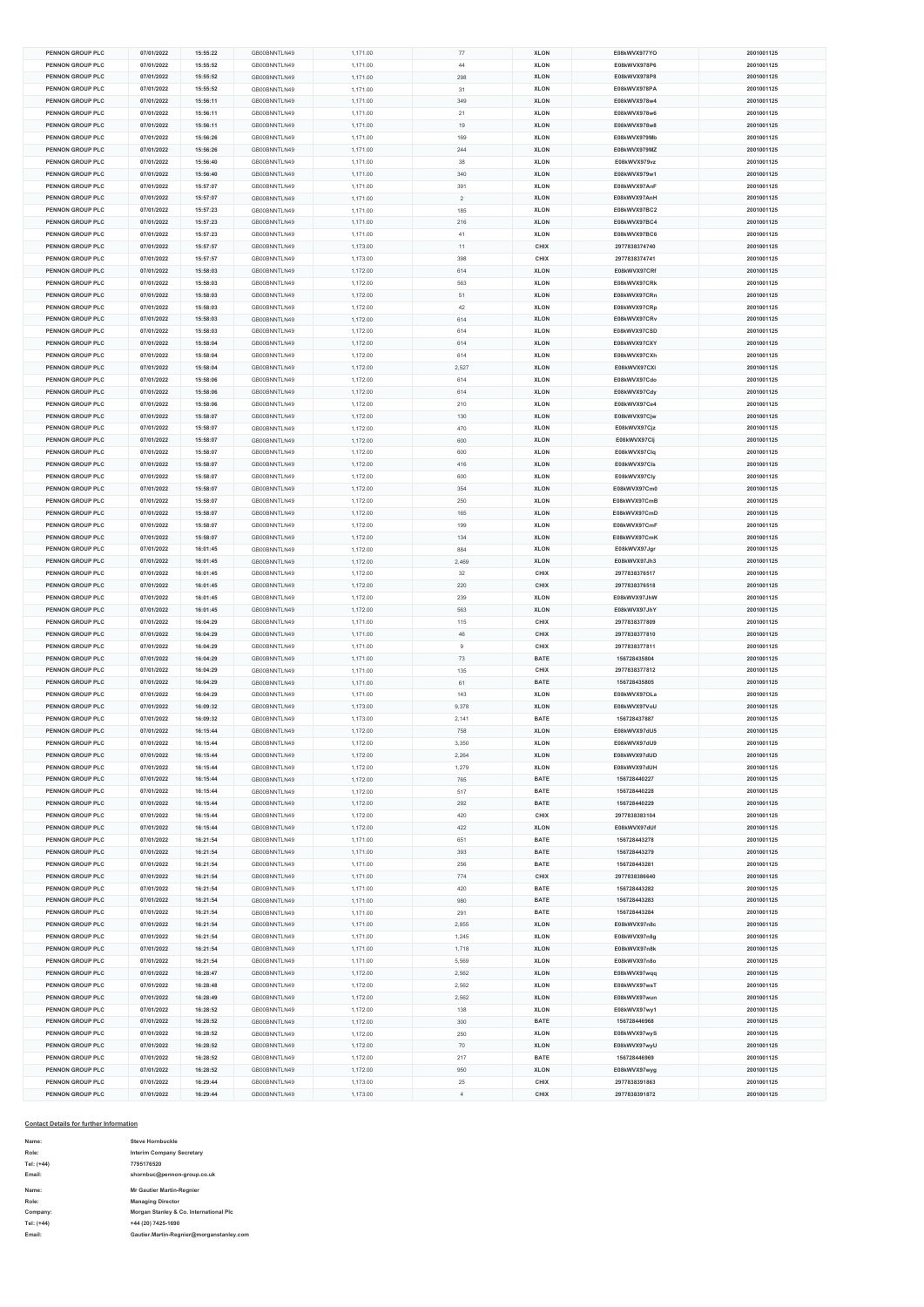| | | | | | | | | |
|---|---|---|---|---|---|---|---|---|
| PENNON GROUP PLC | 07/01/2022 | 15:55:22 | GB00BNNTLN49 | 1,171.00 | 77 | XLON | E08kWVX977YO | 2001001125 |
| PENNON GROUP PLC | 07/01/2022 | 15:55:52 | GB00BNNTLN49 | 1,171.00 | 44 | XLON | E08kWVX978P6 | 2001001125 |
| PENNON GROUP PLC | 07/01/2022 | 15:55:52 | GB00BNNTLN49 | 1,171.00 | 298 | XLON | E08kWVX978P8 | 2001001125 |
| PENNON GROUP PLC | 07/01/2022 | 15:55:52 | GB00BNNTLN49 | 1,171.00 | 31 | XLON | E08kWVX978PA | 2001001125 |
| PENNON GROUP PLC | 07/01/2022 | 15:56:11 | GB00BNNTLN49 | 1,171.00 | 349 | XLON | E08kWVX978w4 | 2001001125 |
| PENNON GROUP PLC | 07/01/2022 | 15:56:11 | GB00BNNTLN49 | 1,171.00 | 21 | XLON | E08kWVX978w6 | 2001001125 |
| PENNON GROUP PLC | 07/01/2022 | 15:56:11 | GB00BNNTLN49 | 1,171.00 | 19 | XLON | E08kWVX978w8 | 2001001125 |
| PENNON GROUP PLC | 07/01/2022 | 15:56:26 | GB00BNNTLN49 | 1,171.00 | 169 | XLON | E08kWVX979Mb | 2001001125 |
| PENNON GROUP PLC | 07/01/2022 | 15:56:26 | GB00BNNTLN49 | 1,171.00 | 244 | XLON | E08kWVX979MZ | 2001001125 |
| PENNON GROUP PLC | 07/01/2022 | 15:56:40 | GB00BNNTLN49 | 1,171.00 | 38 | XLON | E08kWVX979vz | 2001001125 |
| PENNON GROUP PLC | 07/01/2022 | 15:56:40 | GB00BNNTLN49 | 1,171.00 | 340 | XLON | E08kWVX979w1 | 2001001125 |
| PENNON GROUP PLC | 07/01/2022 | 15:57:07 | GB00BNNTLN49 | 1,171.00 | 391 | XLON | E08kWVX97AnF | 2001001125 |
| PENNON GROUP PLC | 07/01/2022 | 15:57:07 | GB00BNNTLN49 | 1,171.00 | 2 | XLON | E08kWVX97AnH | 2001001125 |
| PENNON GROUP PLC | 07/01/2022 | 15:57:23 | GB00BNNTLN49 | 1,171.00 | 185 | XLON | E08kWVX97BC2 | 2001001125 |
| PENNON GROUP PLC | 07/01/2022 | 15:57:23 | GB00BNNTLN49 | 1,171.00 | 216 | XLON | E08kWVX97BC4 | 2001001125 |
| PENNON GROUP PLC | 07/01/2022 | 15:57:23 | GB00BNNTLN49 | 1,171.00 | 41 | XLON | E08kWVX97BC6 | 2001001125 |
| PENNON GROUP PLC | 07/01/2022 | 15:57:57 | GB00BNNTLN49 | 1,173.00 | 11 | CHIX | 2977838374740 | 2001001125 |
| PENNON GROUP PLC | 07/01/2022 | 15:57:57 | GB00BNNTLN49 | 1,173.00 | 398 | CHIX | 2977838374741 | 2001001125 |
| PENNON GROUP PLC | 07/01/2022 | 15:58:03 | GB00BNNTLN49 | 1,172.00 | 614 | XLON | E08kWVX97CRf | 2001001125 |
| PENNON GROUP PLC | 07/01/2022 | 15:58:03 | GB00BNNTLN49 | 1,172.00 | 563 | XLON | E08kWVX97CRk | 2001001125 |
| PENNON GROUP PLC | 07/01/2022 | 15:58:03 | GB00BNNTLN49 | 1,172.00 | 51 | XLON | E08kWVX97CRn | 2001001125 |
| PENNON GROUP PLC | 07/01/2022 | 15:58:03 | GB00BNNTLN49 | 1,172.00 | 42 | XLON | E08kWVX97CRp | 2001001125 |
| PENNON GROUP PLC | 07/01/2022 | 15:58:03 | GB00BNNTLN49 | 1,172.00 | 614 | XLON | E08kWVX97CRv | 2001001125 |
| PENNON GROUP PLC | 07/01/2022 | 15:58:03 | GB00BNNTLN49 | 1,172.00 | 614 | XLON | E08kWVX97CSD | 2001001125 |
| PENNON GROUP PLC | 07/01/2022 | 15:58:04 | GB00BNNTLN49 | 1,172.00 | 614 | XLON | E08kWVX97CXY | 2001001125 |
| PENNON GROUP PLC | 07/01/2022 | 15:58:04 | GB00BNNTLN49 | 1,172.00 | 614 | XLON | E08kWVX97CXh | 2001001125 |
| PENNON GROUP PLC | 07/01/2022 | 15:58:04 | GB00BNNTLN49 | 1,172.00 | 2,527 | XLON | E08kWVX97CXl | 2001001125 |
| PENNON GROUP PLC | 07/01/2022 | 15:58:06 | GB00BNNTLN49 | 1,172.00 | 614 | XLON | E08kWVX97Cdo | 2001001125 |
| PENNON GROUP PLC | 07/01/2022 | 15:58:06 | GB00BNNTLN49 | 1,172.00 | 614 | XLON | E08kWVX97Cdy | 2001001125 |
| PENNON GROUP PLC | 07/01/2022 | 15:58:06 | GB00BNNTLN49 | 1,172.00 | 210 | XLON | E08kWVX97Ce4 | 2001001125 |
| PENNON GROUP PLC | 07/01/2022 | 15:58:07 | GB00BNNTLN49 | 1,172.00 | 130 | XLON | E08kWVX97Cjw | 2001001125 |
| PENNON GROUP PLC | 07/01/2022 | 15:58:07 | GB00BNNTLN49 | 1,172.00 | 470 | XLON | E08kWVX97Cjz | 2001001125 |
| PENNON GROUP PLC | 07/01/2022 | 15:58:07 | GB00BNNTLN49 | 1,172.00 | 600 | XLON | E08kWVX97Clj | 2001001125 |
| PENNON GROUP PLC | 07/01/2022 | 15:58:07 | GB00BNNTLN49 | 1,172.00 | 600 | XLON | E08kWVX97Clq | 2001001125 |
| PENNON GROUP PLC | 07/01/2022 | 15:58:07 | GB00BNNTLN49 | 1,172.00 | 416 | XLON | E08kWVX97Cls | 2001001125 |
| PENNON GROUP PLC | 07/01/2022 | 15:58:07 | GB00BNNTLN49 | 1,172.00 | 600 | XLON | E08kWVX97Cly | 2001001125 |
| PENNON GROUP PLC | 07/01/2022 | 15:58:07 | GB00BNNTLN49 | 1,172.00 | 354 | XLON | E08kWVX97Cm0 | 2001001125 |
| PENNON GROUP PLC | 07/01/2022 | 15:58:07 | GB00BNNTLN49 | 1,172.00 | 250 | XLON | E08kWVX97CmB | 2001001125 |
| PENNON GROUP PLC | 07/01/2022 | 15:58:07 | GB00BNNTLN49 | 1,172.00 | 165 | XLON | E08kWVX97CmD | 2001001125 |
| PENNON GROUP PLC | 07/01/2022 | 15:58:07 | GB00BNNTLN49 | 1,172.00 | 199 | XLON | E08kWVX97CmF | 2001001125 |
| PENNON GROUP PLC | 07/01/2022 | 15:58:07 | GB00BNNTLN49 | 1,172.00 | 134 | XLON | E08kWVX97CmK | 2001001125 |
| PENNON GROUP PLC | 07/01/2022 | 16:01:45 | GB00BNNTLN49 | 1,172.00 | 884 | XLON | E08kWVX97Jgr | 2001001125 |
| PENNON GROUP PLC | 07/01/2022 | 16:01:45 | GB00BNNTLN49 | 1,172.00 | 2,469 | XLON | E08kWVX97Jh3 | 2001001125 |
| PENNON GROUP PLC | 07/01/2022 | 16:01:45 | GB00BNNTLN49 | 1,172.00 | 32 | CHIX | 2977838376517 | 2001001125 |
| PENNON GROUP PLC | 07/01/2022 | 16:01:45 | GB00BNNTLN49 | 1,172.00 | 220 | CHIX | 2977838376518 | 2001001125 |
| PENNON GROUP PLC | 07/01/2022 | 16:01:45 | GB00BNNTLN49 | 1,172.00 | 239 | XLON | E08kWVX97JhW | 2001001125 |
| PENNON GROUP PLC | 07/01/2022 | 16:01:45 | GB00BNNTLN49 | 1,172.00 | 563 | XLON | E08kWVX97JhY | 2001001125 |
| PENNON GROUP PLC | 07/01/2022 | 16:04:29 | GB00BNNTLN49 | 1,171.00 | 115 | CHIX | 2977838377809 | 2001001125 |
| PENNON GROUP PLC | 07/01/2022 | 16:04:29 | GB00BNNTLN49 | 1,171.00 | 46 | CHIX | 2977838377810 | 2001001125 |
| PENNON GROUP PLC | 07/01/2022 | 16:04:29 | GB00BNNTLN49 | 1,171.00 | 9 | CHIX | 2977838377811 | 2001001125 |
| PENNON GROUP PLC | 07/01/2022 | 16:04:29 | GB00BNNTLN49 | 1,171.00 | 73 | BATE | 156728435804 | 2001001125 |
| PENNON GROUP PLC | 07/01/2022 | 16:04:29 | GB00BNNTLN49 | 1,171.00 | 135 | CHIX | 2977838377812 | 2001001125 |
| PENNON GROUP PLC | 07/01/2022 | 16:04:29 | GB00BNNTLN49 | 1,171.00 | 61 | BATE | 156728435805 | 2001001125 |
| PENNON GROUP PLC | 07/01/2022 | 16:04:29 | GB00BNNTLN49 | 1,171.00 | 143 | XLON | E08kWVX97OLa | 2001001125 |
| PENNON GROUP PLC | 07/01/2022 | 16:09:32 | GB00BNNTLN49 | 1,173.00 | 9,378 | XLON | E08kWVX97VoU | 2001001125 |
| PENNON GROUP PLC | 07/01/2022 | 16:09:32 | GB00BNNTLN49 | 1,173.00 | 2,141 | BATE | 156728437887 | 2001001125 |
| PENNON GROUP PLC | 07/01/2022 | 16:15:44 | GB00BNNTLN49 | 1,172.00 | 758 | XLON | E08kWVX97dU5 | 2001001125 |
| PENNON GROUP PLC | 07/01/2022 | 16:15:44 | GB00BNNTLN49 | 1,172.00 | 3,350 | XLON | E08kWVX97dU9 | 2001001125 |
| PENNON GROUP PLC | 07/01/2022 | 16:15:44 | GB00BNNTLN49 | 1,172.00 | 2,264 | XLON | E08kWVX97dUD | 2001001125 |
| PENNON GROUP PLC | 07/01/2022 | 16:15:44 | GB00BNNTLN49 | 1,172.00 | 1,279 | XLON | E08kWVX97dUH | 2001001125 |
| PENNON GROUP PLC | 07/01/2022 | 16:15:44 | GB00BNNTLN49 | 1,172.00 | 765 | BATE | 156728440227 | 2001001125 |
| PENNON GROUP PLC | 07/01/2022 | 16:15:44 | GB00BNNTLN49 | 1,172.00 | 517 | BATE | 156728440228 | 2001001125 |
| PENNON GROUP PLC | 07/01/2022 | 16:15:44 | GB00BNNTLN49 | 1,172.00 | 292 | BATE | 156728440229 | 2001001125 |
| PENNON GROUP PLC | 07/01/2022 | 16:15:44 | GB00BNNTLN49 | 1,172.00 | 420 | CHIX | 2977838383104 | 2001001125 |
| PENNON GROUP PLC | 07/01/2022 | 16:15:44 | GB00BNNTLN49 | 1,172.00 | 422 | XLON | E08kWVX97dUf | 2001001125 |
| PENNON GROUP PLC | 07/01/2022 | 16:21:54 | GB00BNNTLN49 | 1,171.00 | 651 | BATE | 156728443278 | 2001001125 |
| PENNON GROUP PLC | 07/01/2022 | 16:21:54 | GB00BNNTLN49 | 1,171.00 | 393 | BATE | 156728443279 | 2001001125 |
| PENNON GROUP PLC | 07/01/2022 | 16:21:54 | GB00BNNTLN49 | 1,171.00 | 256 | BATE | 156728443281 | 2001001125 |
| PENNON GROUP PLC | 07/01/2022 | 16:21:54 | GB00BNNTLN49 | 1,171.00 | 774 | CHIX | 2977838386640 | 2001001125 |
| PENNON GROUP PLC | 07/01/2022 | 16:21:54 | GB00BNNTLN49 | 1,171.00 | 420 | BATE | 156728443282 | 2001001125 |
| PENNON GROUP PLC | 07/01/2022 | 16:21:54 | GB00BNNTLN49 | 1,171.00 | 980 | BATE | 156728443283 | 2001001125 |
| PENNON GROUP PLC | 07/01/2022 | 16:21:54 | GB00BNNTLN49 | 1,171.00 | 291 | BATE | 156728443284 | 2001001125 |
| PENNON GROUP PLC | 07/01/2022 | 16:21:54 | GB00BNNTLN49 | 1,171.00 | 2,855 | XLON | E08kWVX97n8c | 2001001125 |
| PENNON GROUP PLC | 07/01/2022 | 16:21:54 | GB00BNNTLN49 | 1,171.00 | 1,245 | XLON | E08kWVX97n8g | 2001001125 |
| PENNON GROUP PLC | 07/01/2022 | 16:21:54 | GB00BNNTLN49 | 1,171.00 | 1,718 | XLON | E08kWVX97n8k | 2001001125 |
| PENNON GROUP PLC | 07/01/2022 | 16:21:54 | GB00BNNTLN49 | 1,171.00 | 5,569 | XLON | E08kWVX97n8o | 2001001125 |
| PENNON GROUP PLC | 07/01/2022 | 16:28:47 | GB00BNNTLN49 | 1,172.00 | 2,562 | XLON | E08kWVX97wqq | 2001001125 |
| PENNON GROUP PLC | 07/01/2022 | 16:28:48 | GB00BNNTLN49 | 1,172.00 | 2,562 | XLON | E08kWVX97wsT | 2001001125 |
| PENNON GROUP PLC | 07/01/2022 | 16:28:49 | GB00BNNTLN49 | 1,172.00 | 2,562 | XLON | E08kWVX97wun | 2001001125 |
| PENNON GROUP PLC | 07/01/2022 | 16:28:52 | GB00BNNTLN49 | 1,172.00 | 138 | XLON | E08kWVX97wy1 | 2001001125 |
| PENNON GROUP PLC | 07/01/2022 | 16:28:52 | GB00BNNTLN49 | 1,172.00 | 300 | BATE | 156728446968 | 2001001125 |
| PENNON GROUP PLC | 07/01/2022 | 16:28:52 | GB00BNNTLN49 | 1,172.00 | 250 | XLON | E08kWVX97wyS | 2001001125 |
| PENNON GROUP PLC | 07/01/2022 | 16:28:52 | GB00BNNTLN49 | 1,172.00 | 70 | XLON | E08kWVX97wyU | 2001001125 |
| PENNON GROUP PLC | 07/01/2022 | 16:28:52 | GB00BNNTLN49 | 1,172.00 | 217 | BATE | 156728446969 | 2001001125 |
| PENNON GROUP PLC | 07/01/2022 | 16:28:52 | GB00BNNTLN49 | 1,172.00 | 950 | XLON | E08kWVX97wyg | 2001001125 |
| PENNON GROUP PLC | 07/01/2022 | 16:29:44 | GB00BNNTLN49 | 1,173.00 | 25 | CHIX | 2977838391863 | 2001001125 |
| PENNON GROUP PLC | 07/01/2022 | 16:29:44 | GB00BNNTLN49 | 1,173.00 | 4 | CHIX | 2977838391872 | 2001001125 |

**Contact Details for further Information**

| | |
|---|---|
| Name: | Steve Hornbuckle |
| Role: | Interim Company Secretary |
| Tel: (+44) | 7795176520 |
| Email: | shornbuc@pennon-group.co.uk |
| Name: | Mr Gautier Martin-Regnier |
| Role: | Managing Director |
| Company: | Morgan Stanley & Co. International Plc |
| Tel: (+44) | +44 (20) 7425-1690 |
| Email: | Gautier.Martin-Regnier@morganstanley.com |